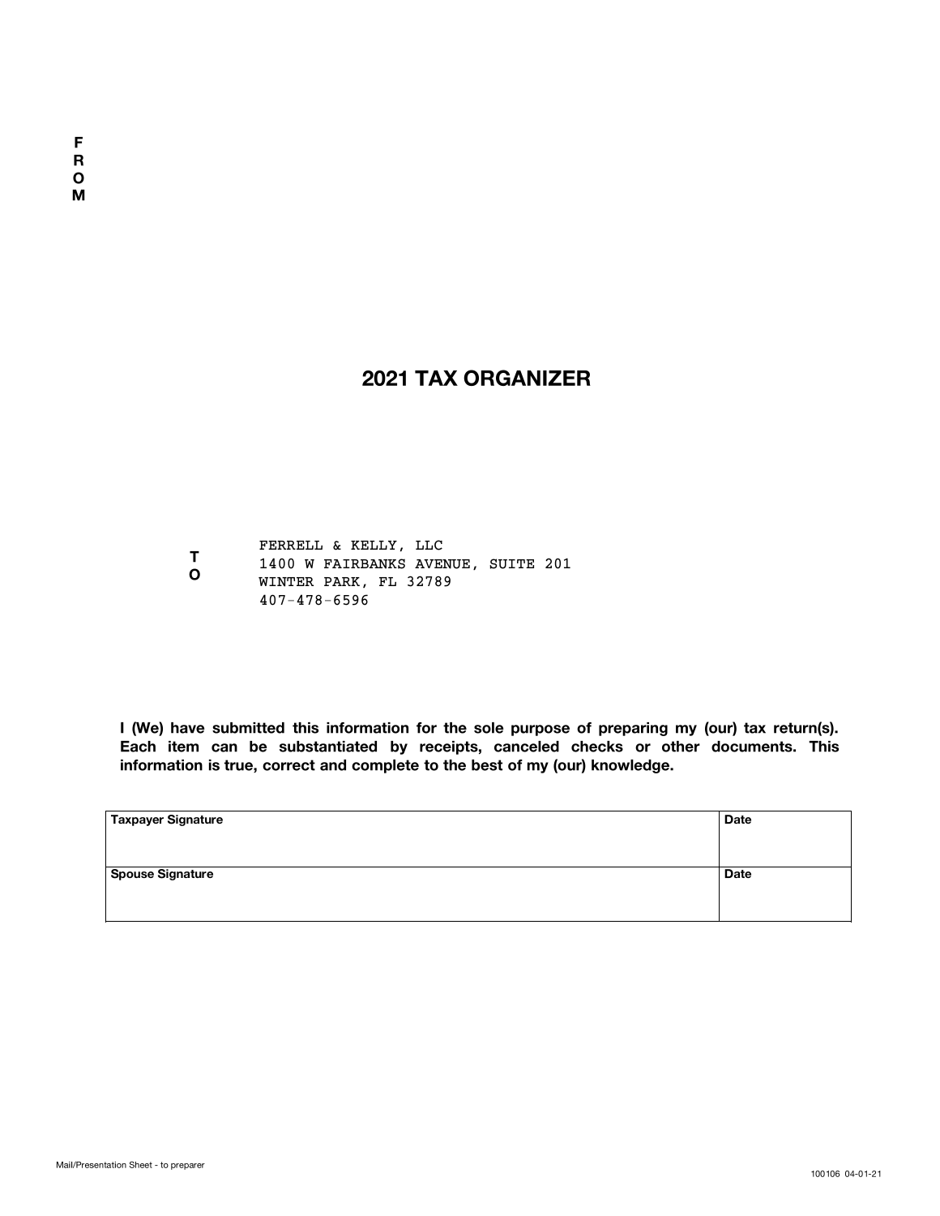FROM

# 2021 TAX ORGANIZER

TO

FERRELL & KELLY, LLC
1400 W FAIRBANKS AVENUE, SUITE 201
WINTER PARK, FL 32789
407-478-6596

**I (We) have submitted this information for the sole purpose of preparing my (our) tax return(s). Each item can be substantiated by receipts, canceled checks or other documents. This information is true, correct and complete to the best of my (our) knowledge.**

| Taxpayer Signature | Date |
|---|---|
| | |
| **Spouse Signature** | **Date** |
| | |

Mail/Presentation Sheet - to preparer

100106 04-01-21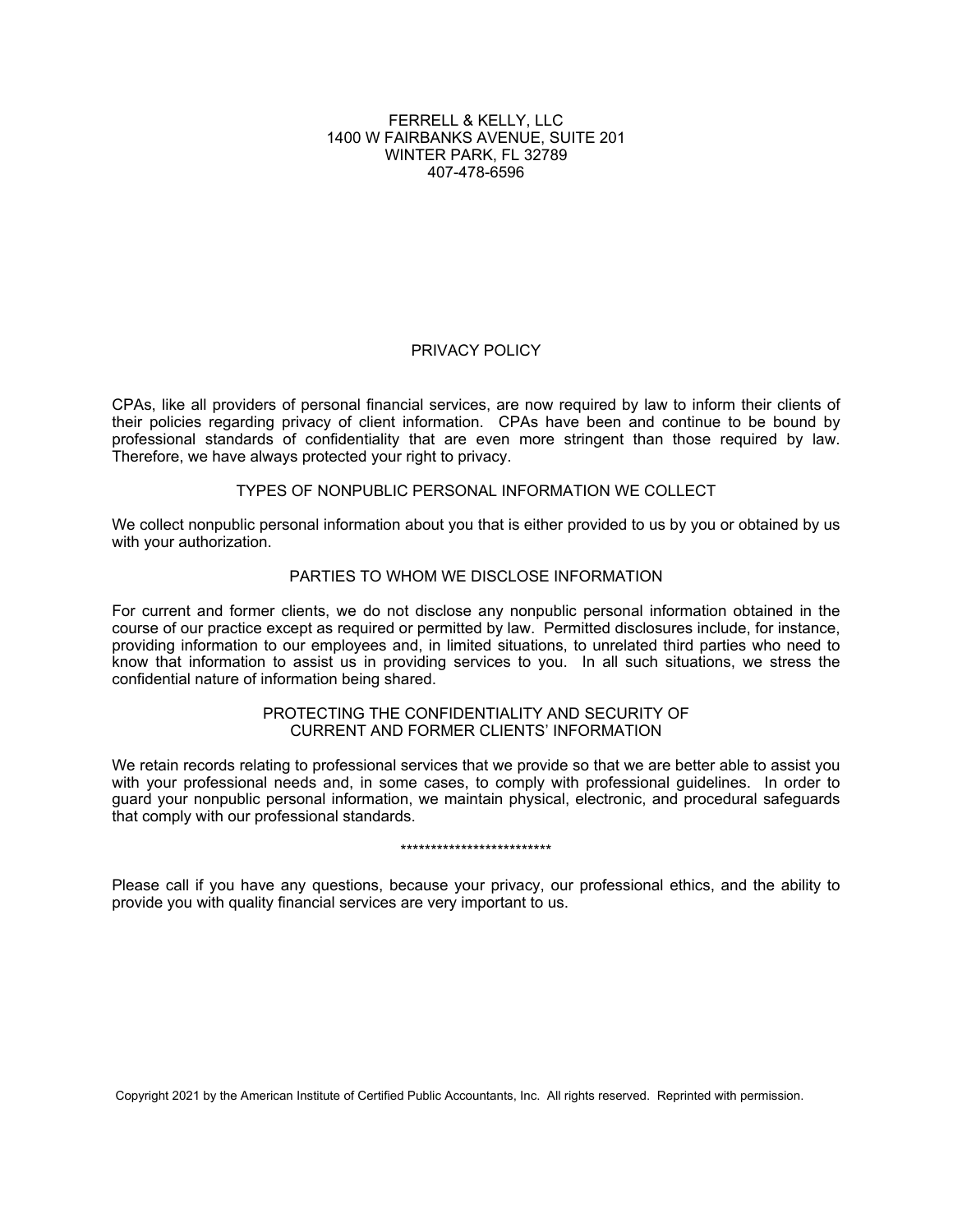FERRELL & KELLY, LLC
1400 W FAIRBANKS AVENUE, SUITE 201
WINTER PARK, FL 32789
407-478-6596

# PRIVACY POLICY

CPAs, like all providers of personal financial services, are now required by law to inform their clients of their policies regarding privacy of client information. CPAs have been and continue to be bound by professional standards of confidentiality that are even more stringent than those required by law. Therefore, we have always protected your right to privacy.

## TYPES OF NONPUBLIC PERSONAL INFORMATION WE COLLECT

We collect nonpublic personal information about you that is either provided to us by you or obtained by us with your authorization.

## PARTIES TO WHOM WE DISCLOSE INFORMATION

For current and former clients, we do not disclose any nonpublic personal information obtained in the course of our practice except as required or permitted by law. Permitted disclosures include, for instance, providing information to our employees and, in limited situations, to unrelated third parties who need to know that information to assist us in providing services to you. In all such situations, we stress the confidential nature of information being shared.

## PROTECTING THE CONFIDENTIALITY AND SECURITY OF CURRENT AND FORMER CLIENTS' INFORMATION

We retain records relating to professional services that we provide so that we are better able to assist you with your professional needs and, in some cases, to comply with professional guidelines. In order to guard your nonpublic personal information, we maintain physical, electronic, and procedural safeguards that comply with our professional standards.

*************************

Please call if you have any questions, because your privacy, our professional ethics, and the ability to provide you with quality financial services are very important to us.

Copyright 2021 by the American Institute of Certified Public Accountants, Inc. All rights reserved. Reprinted with permission.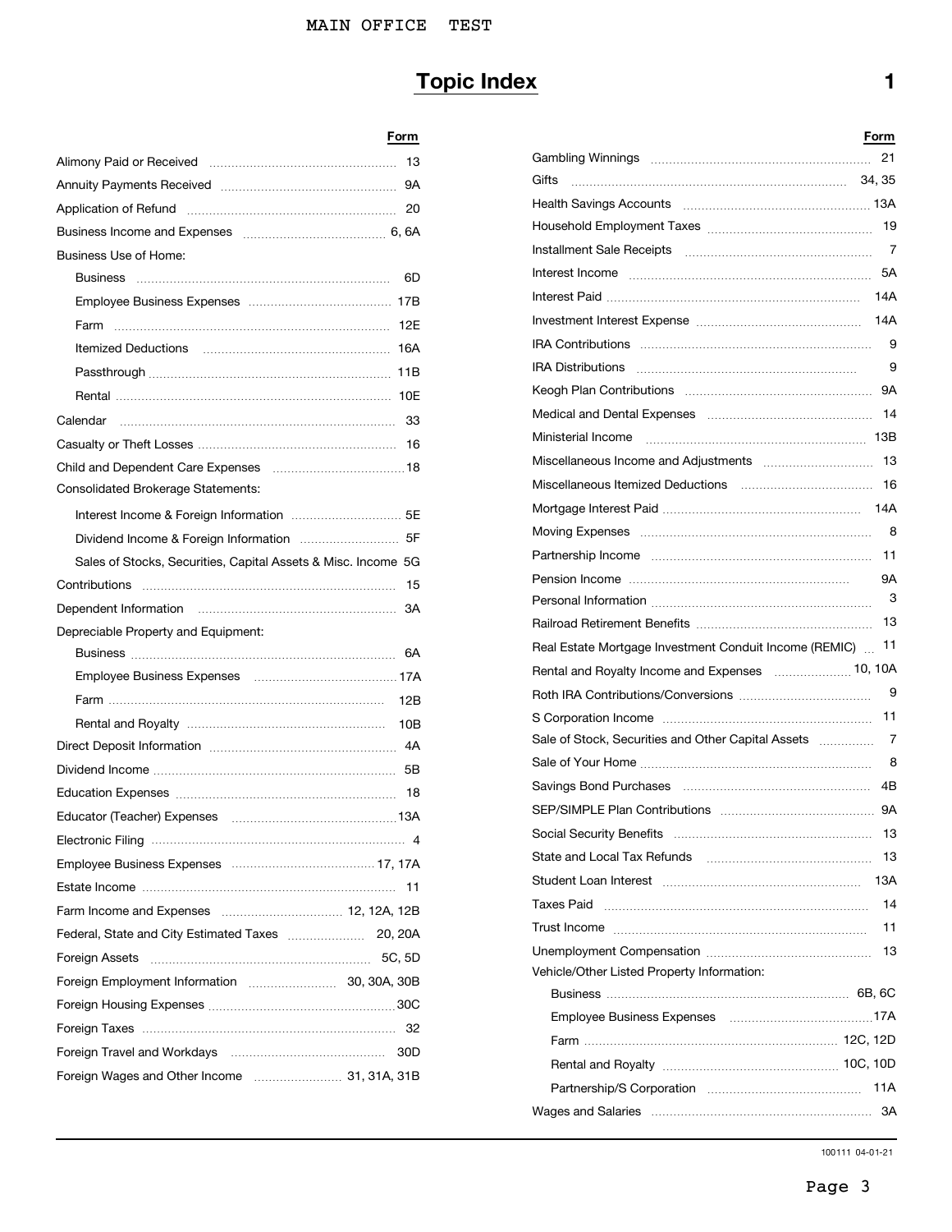# Topic Index 1

| | Form |
|---|---|
| Alimony Paid or Received | 13 |
| Annuity Payments Received | 9A |
| Application of Refund | 20 |
| Business Income and Expenses | 6, 6A |
| Business Use of Home: | |
| Business | 6D |
| Employee Business Expenses | 17B |
| Farm | 12E |
| Itemized Deductions | 16A |
| Passthrough | 11B |
| Rental | 10E |
| Calendar | 33 |
| Casualty or Theft Losses | 16 |
| Child and Dependent Care Expenses | 18 |
| Consolidated Brokerage Statements: | |
| Interest Income & Foreign Information | 5E |
| Dividend Income & Foreign Information | 5F |
| Sales of Stocks, Securities, Capital Assets & Misc. Income | 5G |
| Contributions | 15 |
| Dependent Information | 3A |
| Depreciable Property and Equipment: | |
| Business | 6A |
| Employee Business Expenses | 17A |
| Farm | 12B |
| Rental and Royalty | 10B |
| Direct Deposit Information | 4A |
| Dividend Income | 5B |
| Education Expenses | 18 |
| Educator (Teacher) Expenses | 13A |
| Electronic Filing | 4 |
| Employee Business Expenses | 17, 17A |
| Estate Income | 11 |
| Farm Income and Expenses | 12, 12A, 12B |
| Federal, State and City Estimated Taxes | 20, 20A |
| Foreign Assets | 5C, 5D |
| Foreign Employment Information | 30, 30A, 30B |
| Foreign Housing Expenses | 30C |
| Foreign Taxes | 32 |
| Foreign Travel and Workdays | 30D |
| Foreign Wages and Other Income | 31, 31A, 31B |
| Gambling Winnings | 21 |
| Gifts | 34, 35 |
| Health Savings Accounts | 13A |
| Household Employment Taxes | 19 |
| Installment Sale Receipts | 7 |
| Interest Income | 5A |
| Interest Paid | 14A |
| Investment Interest Expense | 14A |
| IRA Contributions | 9 |
| IRA Distributions | 9 |
| Keogh Plan Contributions | 9A |
| Medical and Dental Expenses | 14 |
| Ministerial Income | 13B |
| Miscellaneous Income and Adjustments | 13 |
| Miscellaneous Itemized Deductions | 16 |
| Mortgage Interest Paid | 14A |
| Moving Expenses | 8 |
| Partnership Income | 11 |
| Pension Income | 9A |
| Personal Information | 3 |
| Railroad Retirement Benefits | 13 |
| Real Estate Mortgage Investment Conduit Income (REMIC) | 11 |
| Rental and Royalty Income and Expenses | 10, 10A |
| Roth IRA Contributions/Conversions | 9 |
| S Corporation Income | 11 |
| Sale of Stock, Securities and Other Capital Assets | 7 |
| Sale of Your Home | 8 |
| Savings Bond Purchases | 4B |
| SEP/SIMPLE Plan Contributions | 9A |
| Social Security Benefits | 13 |
| State and Local Tax Refunds | 13 |
| Student Loan Interest | 13A |
| Taxes Paid | 14 |
| Trust Income | 11 |
| Unemployment Compensation | 13 |
| Vehicle/Other Listed Property Information: | |
| Business | 6B, 6C |
| Employee Business Expenses | 17A |
| Farm | 12C, 12D |
| Rental and Royalty | 10C, 10D |
| Partnership/S Corporation | 11A |
| Wages and Salaries | 3A |

100111 04-01-21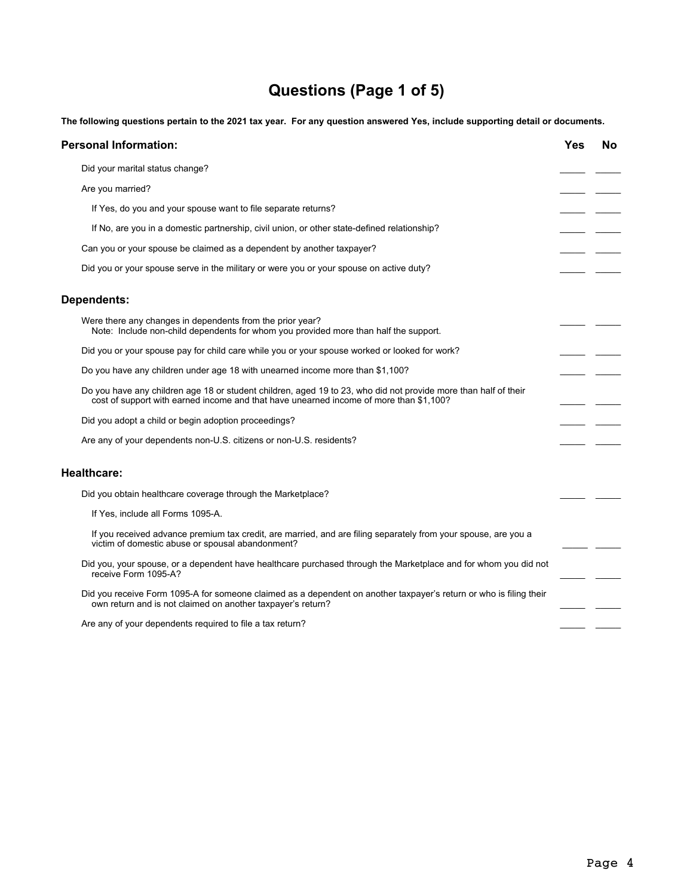# Questions (Page 1 of 5)

**The following questions pertain to the 2021 tax year. For any question answered Yes, include supporting detail or documents.**

| **Personal Information:** | **Yes** | **No** |
|---|---|---|
| Did your marital status change? | _____ | _____ |
| Are you married? | _____ | _____ |
| If Yes, do you and your spouse want to file separate returns? | _____ | _____ |
| If No, are you in a domestic partnership, civil union, or other state-defined relationship? | _____ | _____ |
| Can you or your spouse be claimed as a dependent by another taxpayer? | _____ | _____ |
| Did you or your spouse serve in the military or were you or your spouse on active duty? | _____ | _____ |
| **Dependents:** | | |
| Were there any changes in dependents from the prior year? Note: Include non-child dependents for whom you provided more than half the support. | _____ | _____ |
| Did you or your spouse pay for child care while you or your spouse worked or looked for work? | _____ | _____ |
| Do you have any children under age 18 with unearned income more than $1,100? | _____ | _____ |
| Do you have any children age 18 or student children, aged 19 to 23, who did not provide more than half of their cost of support with earned income and that have unearned income of more than $1,100? | _____ | _____ |
| Did you adopt a child or begin adoption proceedings? | _____ | _____ |
| Are any of your dependents non-U.S. citizens or non-U.S. residents? | _____ | _____ |
| **Healthcare:** | | |
| Did you obtain healthcare coverage through the Marketplace? | _____ | _____ |
| If Yes, include all Forms 1095-A. | | |
| If you received advance premium tax credit, are married, and are filing separately from your spouse, are you a victim of domestic abuse or spousal abandonment? | _____ | _____ |
| Did you, your spouse, or a dependent have healthcare purchased through the Marketplace and for whom you did not receive Form 1095-A? | _____ | _____ |
| Did you receive Form 1095-A for someone claimed as a dependent on another taxpayer's return or who is filing their own return and is not claimed on another taxpayer's return? | _____ | _____ |
| Are any of your dependents required to file a tax return? | _____ | _____ |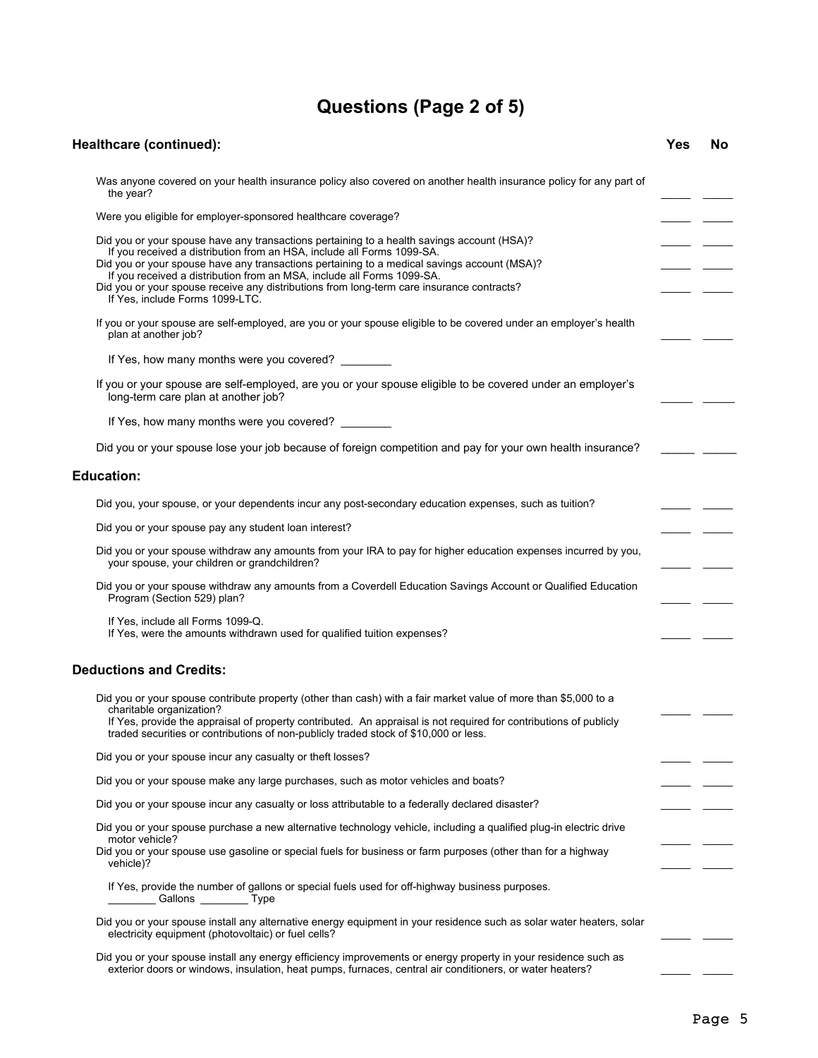# Questions (Page 2 of 5)

| Healthcare (continued): | Yes | No |
|---|---|---|
| Was anyone covered on your health insurance policy also covered on another health insurance policy for any part of the year? | _____ | _____ |
| Were you eligible for employer-sponsored healthcare coverage? | _____ | _____ |
| Did you or your spouse have any transactions pertaining to a health savings account (HSA)? If you received a distribution from an HSA, include all Forms 1099-SA. | _____ | _____ |
| Did you or your spouse have any transactions pertaining to a medical savings account (MSA)? If you received a distribution from an MSA, include all Forms 1099-SA. | _____ | _____ |
| Did you or your spouse receive any distributions from long-term care insurance contracts? If Yes, include Forms 1099-LTC. | _____ | _____ |
| If you or your spouse are self-employed, are you or your spouse eligible to be covered under an employer's health plan at another job? | _____ | _____ |
| If Yes, how many months were you covered? ________ | | |
| If you or your spouse are self-employed, are you or your spouse eligible to be covered under an employer's long-term care plan at another job? | _____ | _____ |
| If Yes, how many months were you covered? ________ | | |
| Did you or your spouse lose your job because of foreign competition and pay for your own health insurance? | _____ | _____ |

| Education: | | |
|---|---|---|
| Did you, your spouse, or your dependents incur any post-secondary education expenses, such as tuition? | _____ | _____ |
| Did you or your spouse pay any student loan interest? | _____ | _____ |
| Did you or your spouse withdraw any amounts from your IRA to pay for higher education expenses incurred by you, your spouse, your children or grandchildren? | _____ | _____ |
| Did you or your spouse withdraw any amounts from a Coverdell Education Savings Account or Qualified Education Program (Section 529) plan? | _____ | _____ |
| If Yes, include all Forms 1099-Q. If Yes, were the amounts withdrawn used for qualified tuition expenses? | _____ | _____ |

| Deductions and Credits: | | |
|---|---|---|
| Did you or your spouse contribute property (other than cash) with a fair market value of more than $5,000 to a charitable organization? If Yes, provide the appraisal of property contributed. An appraisal is not required for contributions of publicly traded securities or contributions of non-publicly traded stock of $10,000 or less. | _____ | _____ |
| Did you or your spouse incur any casualty or theft losses? | _____ | _____ |
| Did you or your spouse make any large purchases, such as motor vehicles and boats? | _____ | _____ |
| Did you or your spouse incur any casualty or loss attributable to a federally declared disaster? | _____ | _____ |
| Did you or your spouse purchase a new alternative technology vehicle, including a qualified plug-in electric drive motor vehicle? | _____ | _____ |
| Did you or your spouse use gasoline or special fuels for business or farm purposes (other than for a highway vehicle)? | _____ | _____ |
| If Yes, provide the number of gallons or special fuels used for off-highway business purposes. ________ Gallons ________ Type | | |
| Did you or your spouse install any alternative energy equipment in your residence such as solar water heaters, solar electricity equipment (photovoltaic) or fuel cells? | _____ | _____ |
| Did you or your spouse install any energy efficiency improvements or energy property in your residence such as exterior doors or windows, insulation, heat pumps, furnaces, central air conditioners, or water heaters? | _____ | _____ |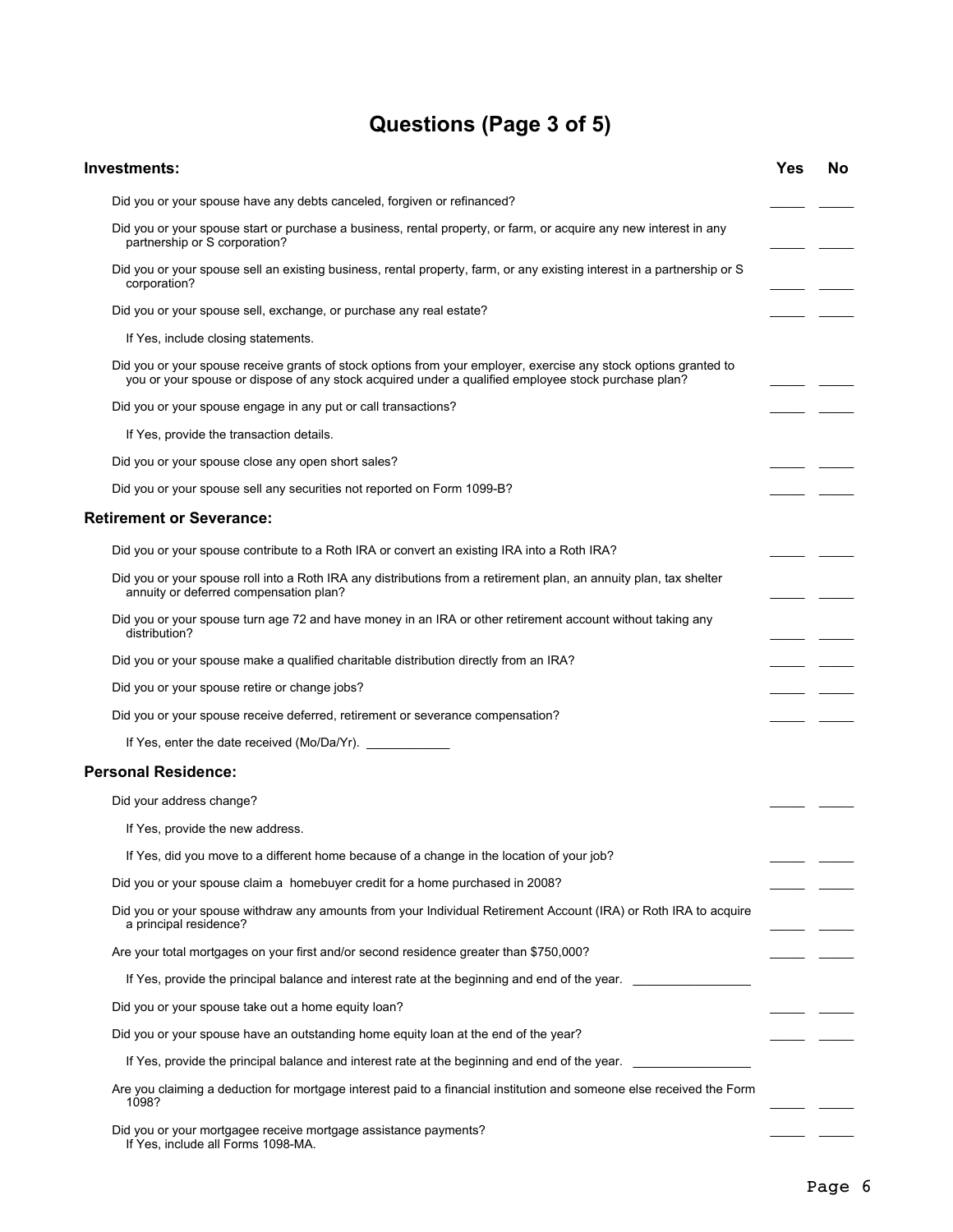# Questions (Page 3 of 5)

| **Investments:** | **Yes** | **No** |
|---|---|---|
| Did you or your spouse have any debts canceled, forgiven or refinanced? | _____ | _____ |
| Did you or your spouse start or purchase a business, rental property, or farm, or acquire any new interest in any partnership or S corporation? | _____ | _____ |
| Did you or your spouse sell an existing business, rental property, farm, or any existing interest in a partnership or S corporation? | _____ | _____ |
| Did you or your spouse sell, exchange, or purchase any real estate? | _____ | _____ |
| If Yes, include closing statements. | | |
| Did you or your spouse receive grants of stock options from your employer, exercise any stock options granted to you or your spouse or dispose of any stock acquired under a qualified employee stock purchase plan? | _____ | _____ |
| Did you or your spouse engage in any put or call transactions? | _____ | _____ |
| If Yes, provide the transaction details. | | |
| Did you or your spouse close any open short sales? | _____ | _____ |
| Did you or your spouse sell any securities not reported on Form 1099-B? | _____ | _____ |
| **Retirement or Severance:** | | |
| Did you or your spouse contribute to a Roth IRA or convert an existing IRA into a Roth IRA? | _____ | _____ |
| Did you or your spouse roll into a Roth IRA any distributions from a retirement plan, an annuity plan, tax shelter annuity or deferred compensation plan? | _____ | _____ |
| Did you or your spouse turn age 72 and have money in an IRA or other retirement account without taking any distribution? | _____ | _____ |
| Did you or your spouse make a qualified charitable distribution directly from an IRA? | _____ | _____ |
| Did you or your spouse retire or change jobs? | _____ | _____ |
| Did you or your spouse receive deferred, retirement or severance compensation? | _____ | _____ |
| If Yes, enter the date received (Mo/Da/Yr). ____________ | | |
| **Personal Residence:** | | |
| Did your address change? | _____ | _____ |
| If Yes, provide the new address. | | |
| If Yes, did you move to a different home because of a change in the location of your job? | _____ | _____ |
| Did you or your spouse claim a homebuyer credit for a home purchased in 2008? | _____ | _____ |
| Did you or your spouse withdraw any amounts from your Individual Retirement Account (IRA) or Roth IRA to acquire a principal residence? | _____ | _____ |
| Are your total mortgages on your first and/or second residence greater than $750,000? | _____ | _____ |
| If Yes, provide the principal balance and interest rate at the beginning and end of the year. ________________ | | |
| Did you or your spouse take out a home equity loan? | _____ | _____ |
| Did you or your spouse have an outstanding home equity loan at the end of the year? | _____ | _____ |
| If Yes, provide the principal balance and interest rate at the beginning and end of the year. ________________ | | |
| Are you claiming a deduction for mortgage interest paid to a financial institution and someone else received the Form 1098? | _____ | _____ |
| Did you or your mortgagee receive mortgage assistance payments? If Yes, include all Forms 1098-MA. | _____ | _____ |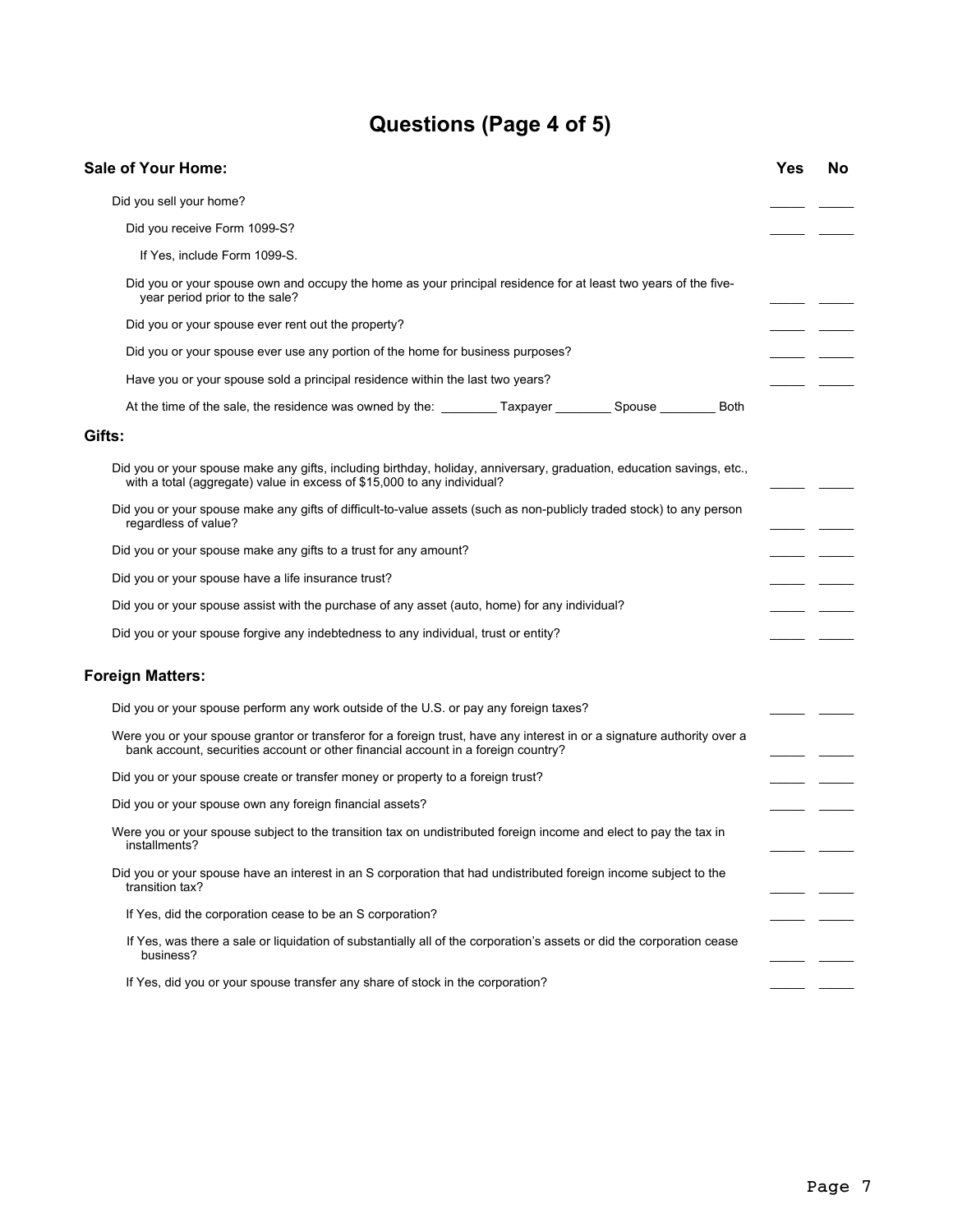# Questions (Page 4 of 5)

| **Sale of Your Home:** | **Yes** | **No** |
|---|---|---|
| Did you sell your home? | _____ | _____ |
| Did you receive Form 1099-S? | _____ | _____ |
| If Yes, include Form 1099-S. | | |
| Did you or your spouse own and occupy the home as your principal residence for at least two years of the five-year period prior to the sale? | _____ | _____ |
| Did you or your spouse ever rent out the property? | _____ | _____ |
| Did you or your spouse ever use any portion of the home for business purposes? | _____ | _____ |
| Have you or your spouse sold a principal residence within the last two years? | _____ | _____ |
| At the time of the sale, the residence was owned by the: ________ Taxpayer ________ Spouse ________ Both | | |

| **Gifts:** | **Yes** | **No** |
|---|---|---|
| Did you or your spouse make any gifts, including birthday, holiday, anniversary, graduation, education savings, etc., with a total (aggregate) value in excess of $15,000 to any individual? | _____ | _____ |
| Did you or your spouse make any gifts of difficult-to-value assets (such as non-publicly traded stock) to any person regardless of value? | _____ | _____ |
| Did you or your spouse make any gifts to a trust for any amount? | _____ | _____ |
| Did you or your spouse have a life insurance trust? | _____ | _____ |
| Did you or your spouse assist with the purchase of any asset (auto, home) for any individual? | _____ | _____ |
| Did you or your spouse forgive any indebtedness to any individual, trust or entity? | _____ | _____ |

| **Foreign Matters:** | **Yes** | **No** |
|---|---|---|
| Did you or your spouse perform any work outside of the U.S. or pay any foreign taxes? | _____ | _____ |
| Were you or your spouse grantor or transferor for a foreign trust, have any interest in or a signature authority over a bank account, securities account or other financial account in a foreign country? | _____ | _____ |
| Did you or your spouse create or transfer money or property to a foreign trust? | _____ | _____ |
| Did you or your spouse own any foreign financial assets? | _____ | _____ |
| Were you or your spouse subject to the transition tax on undistributed foreign income and elect to pay the tax in installments? | _____ | _____ |
| Did you or your spouse have an interest in an S corporation that had undistributed foreign income subject to the transition tax? | _____ | _____ |
| If Yes, did the corporation cease to be an S corporation? | _____ | _____ |
| If Yes, was there a sale or liquidation of substantially all of the corporation's assets or did the corporation cease business? | _____ | _____ |
| If Yes, did you or your spouse transfer any share of stock in the corporation? | _____ | _____ |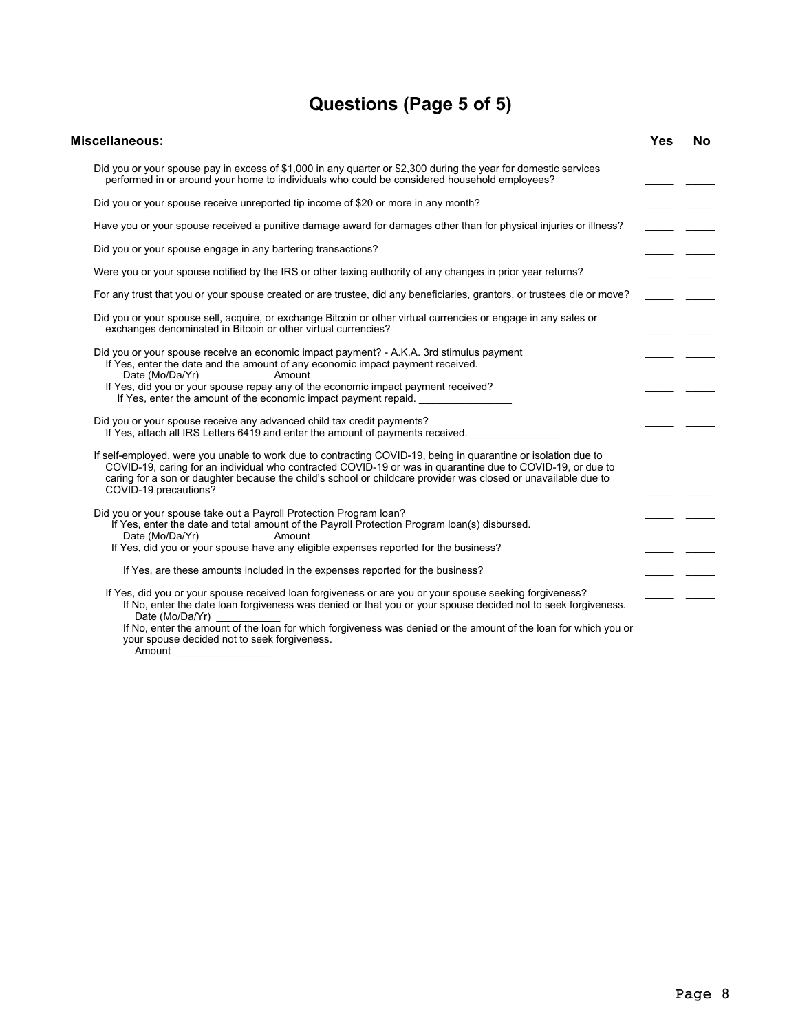# Questions (Page 5 of 5)

| **Miscellaneous:** | **Yes** | **No** |
|---|---|---|
| Did you or your spouse pay in excess of $1,000 in any quarter or $2,300 during the year for domestic services performed in or around your home to individuals who could be considered household employees? | _____ | _____ |
| Did you or your spouse receive unreported tip income of $20 or more in any month? | _____ | _____ |
| Have you or your spouse received a punitive damage award for damages other than for physical injuries or illness? | _____ | _____ |
| Did you or your spouse engage in any bartering transactions? | _____ | _____ |
| Were you or your spouse notified by the IRS or other taxing authority of any changes in prior year returns? | _____ | _____ |
| For any trust that you or your spouse created or are trustee, did any beneficiaries, grantors, or trustees die or move? | _____ | _____ |
| Did you or your spouse sell, acquire, or exchange Bitcoin or other virtual currencies or engage in any sales or exchanges denominated in Bitcoin or other virtual currencies? | _____ | _____ |
| Did you or your spouse receive an economic impact payment? - A.K.A. 3rd stimulus payment | _____ | _____ |
| If Yes, enter the date and the amount of any economic impact payment received. Date (Mo/Da/Yr) ___________ Amount _______________ | | |
| If Yes, did you or your spouse repay any of the economic impact payment received? | _____ | _____ |
| If Yes, enter the amount of the economic impact payment repaid. ________________ | | |
| Did you or your spouse receive any advanced child tax credit payments? | _____ | _____ |
| If Yes, attach all IRS Letters 6419 and enter the amount of payments received. ________________ | | |
| If self-employed, were you unable to work due to contracting COVID-19, being in quarantine or isolation due to COVID-19, caring for an individual who contracted COVID-19 or was in quarantine due to COVID-19, or due to caring for a son or daughter because the child's school or childcare provider was closed or unavailable due to COVID-19 precautions? | _____ | _____ |
| Did you or your spouse take out a Payroll Protection Program loan? | _____ | _____ |
| If Yes, enter the date and total amount of the Payroll Protection Program loan(s) disbursed. Date (Mo/Da/Yr) ___________ Amount _______________ | | |
| If Yes, did you or your spouse have any eligible expenses reported for the business? | _____ | _____ |
| If Yes, are these amounts included in the expenses reported for the business? | _____ | _____ |
| If Yes, did you or your spouse received loan forgiveness or are you or your spouse seeking forgiveness? | _____ | _____ |
| If No, enter the date loan forgiveness was denied or that you or your spouse decided not to seek forgiveness. Date (Mo/Da/Yr) ___________ | | |
| If No, enter the amount of the loan for which forgiveness was denied or the amount of the loan for which you or your spouse decided not to seek forgiveness. Amount ________________ | | |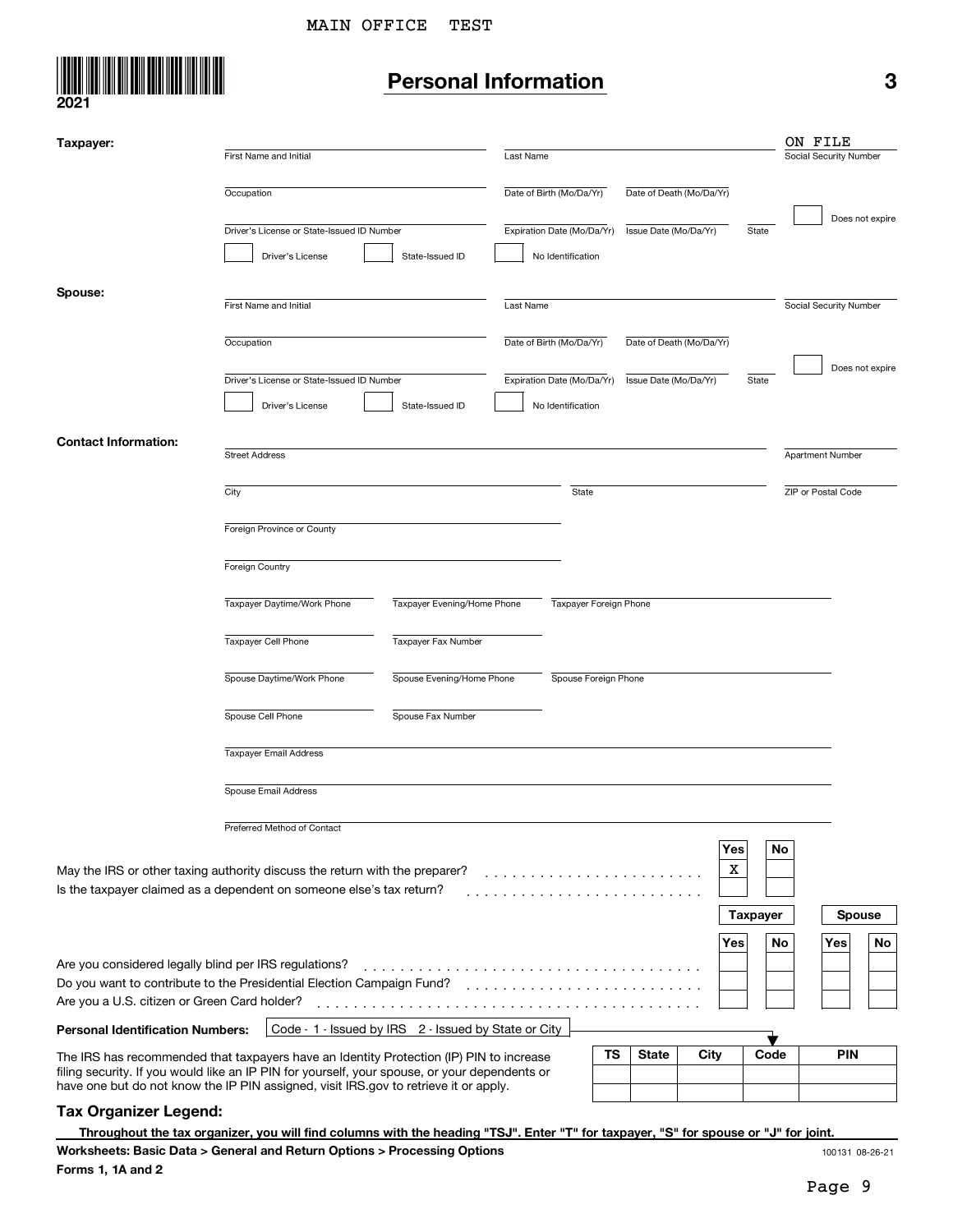MAIN OFFICE TEST

2021

# Personal Information

3

**Taxpayer:**

| First Name and Initial | Last Name | | Social Security Number |
|---|---|---|---|
| | | | ON FILE |

| Occupation | Date of Birth (Mo/Da/Yr) | Date of Death (Mo/Da/Yr) |
|---|---|---|
| | | |

| Driver's License or State-Issued ID Number | Expiration Date (Mo/Da/Yr) | Issue Date (Mo/Da/Yr) | State | Does not expire |
|---|---|---|---|---|
| | | | | |

☐ Driver's License ☐ State-Issued ID ☐ No Identification

**Spouse:**

| First Name and Initial | Last Name | Social Security Number |
|---|---|---|
| | | |

| Occupation | Date of Birth (Mo/Da/Yr) | Date of Death (Mo/Da/Yr) |
|---|---|---|
| | | |

| Driver's License or State-Issued ID Number | Expiration Date (Mo/Da/Yr) | Issue Date (Mo/Da/Yr) | State | Does not expire |
|---|---|---|---|---|
| | | | | |

☐ Driver's License ☐ State-Issued ID ☐ No Identification

**Contact Information:**

Street Address

Apartment Number

City

State

ZIP or Postal Code

Foreign Province or County

Foreign Country

Taxpayer Daytime/Work Phone

Taxpayer Evening/Home Phone

Taxpayer Foreign Phone

Taxpayer Cell Phone

Taxpayer Fax Number

Spouse Daytime/Work Phone

Spouse Evening/Home Phone

Spouse Foreign Phone

Spouse Cell Phone

Spouse Fax Number

Taxpayer Email Address

Spouse Email Address

Preferred Method of Contact

| | Yes | No |
|---|---|---|
| May the IRS or other taxing authority discuss the return with the preparer? | X | |
| Is the taxpayer claimed as a dependent on someone else's tax return? | | |

| | Taxpayer Yes | Taxpayer No | Spouse Yes | Spouse No |
|---|---|---|---|---|
| Are you considered legally blind per IRS regulations? | | | | |
| Do you want to contribute to the Presidential Election Campaign Fund? | | | | |
| Are you a U.S. citizen or Green Card holder? | | | | |

**Personal Identification Numbers:** Code - 1 - Issued by IRS 2 - Issued by State or City

The IRS has recommended that taxpayers have an Identity Protection (IP) PIN to increase filing security. If you would like an IP PIN for yourself, your spouse, or your dependents or have one but do not know the IP PIN assigned, visit IRS.gov to retrieve it or apply.

| TS | State | City | Code | PIN |
|---|---|---|---|---|
| | | | | |
| | | | | |

## Tax Organizer Legend:

**Throughout the tax organizer, you will find columns with the heading "TSJ". Enter "T" for taxpayer, "S" for spouse or "J" for joint.**

**Worksheets: Basic Data > General and Return Options > Processing Options**

**Forms 1, 1A and 2**

100131 08-26-21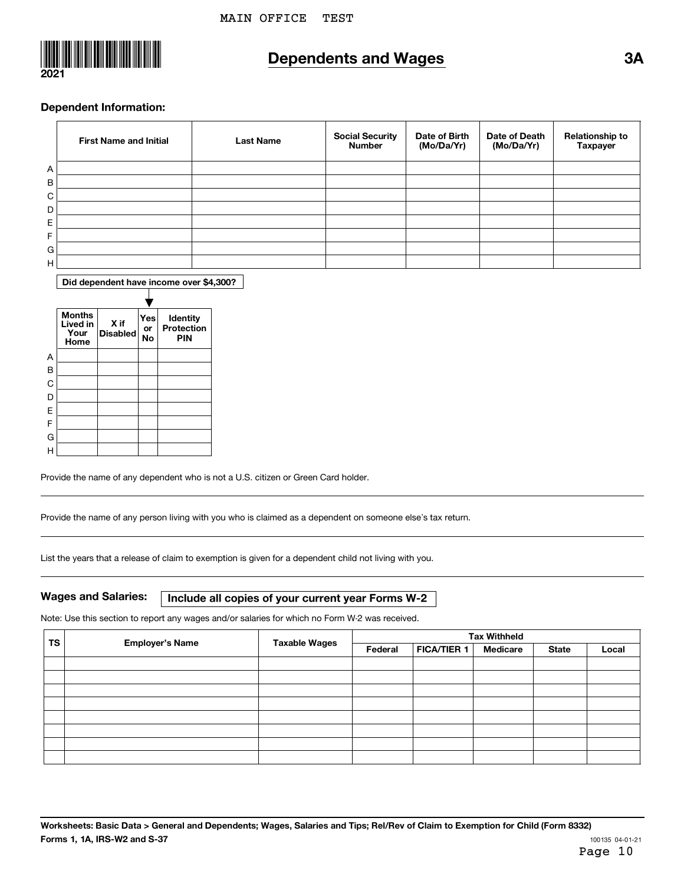MAIN OFFICE TEST

2021

# Dependents and Wages

**3A**

### Dependent Information:

| | First Name and Initial | Last Name | Social Security Number | Date of Birth (Mo/Da/Yr) | Date of Death (Mo/Da/Yr) | Relationship to Taxpayer |
|---|---|---|---|---|---|---|
| A | | | | | | |
| B | | | | | | |
| C | | | | | | |
| D | | | | | | |
| E | | | | | | |
| F | | | | | | |
| G | | | | | | |
| H | | | | | | |

**Did dependent have income over $4,300?**

| | Months Lived in Your Home | X if Disabled | Yes or No | Identity Protection PIN |
|---|---|---|---|---|
| A | | | | |
| B | | | | |
| C | | | | |
| D | | | | |
| E | | | | |
| F | | | | |
| G | | | | |
| H | | | | |

Provide the name of any dependent who is not a U.S. citizen or Green Card holder.

---

Provide the name of any person living with you who is claimed as a dependent on someone else's tax return.

---

List the years that a release of claim to exemption is given for a dependent child not living with you.

---

**Wages and Salaries:** **Include all copies of your current year Forms W-2**

Note: Use this section to report any wages and/or salaries for which no Form W-2 was received.

| TS | Employer's Name | Taxable Wages | Tax Withheld | | | | |
|---|---|---|---|---|---|---|---|
| | | | Federal | FICA/TIER 1 | Medicare | State | Local |
| | | | | | | | |
| | | | | | | | |
| | | | | | | | |
| | | | | | | | |
| | | | | | | | |
| | | | | | | | |
| | | | | | | | |
| | | | | | | | |

**Worksheets: Basic Data > General and Dependents; Wages, Salaries and Tips; Rel/Rev of Claim to Exemption for Child (Form 8332)**
**Forms 1, 1A, IRS-W2 and S-37**

100135 04-01-21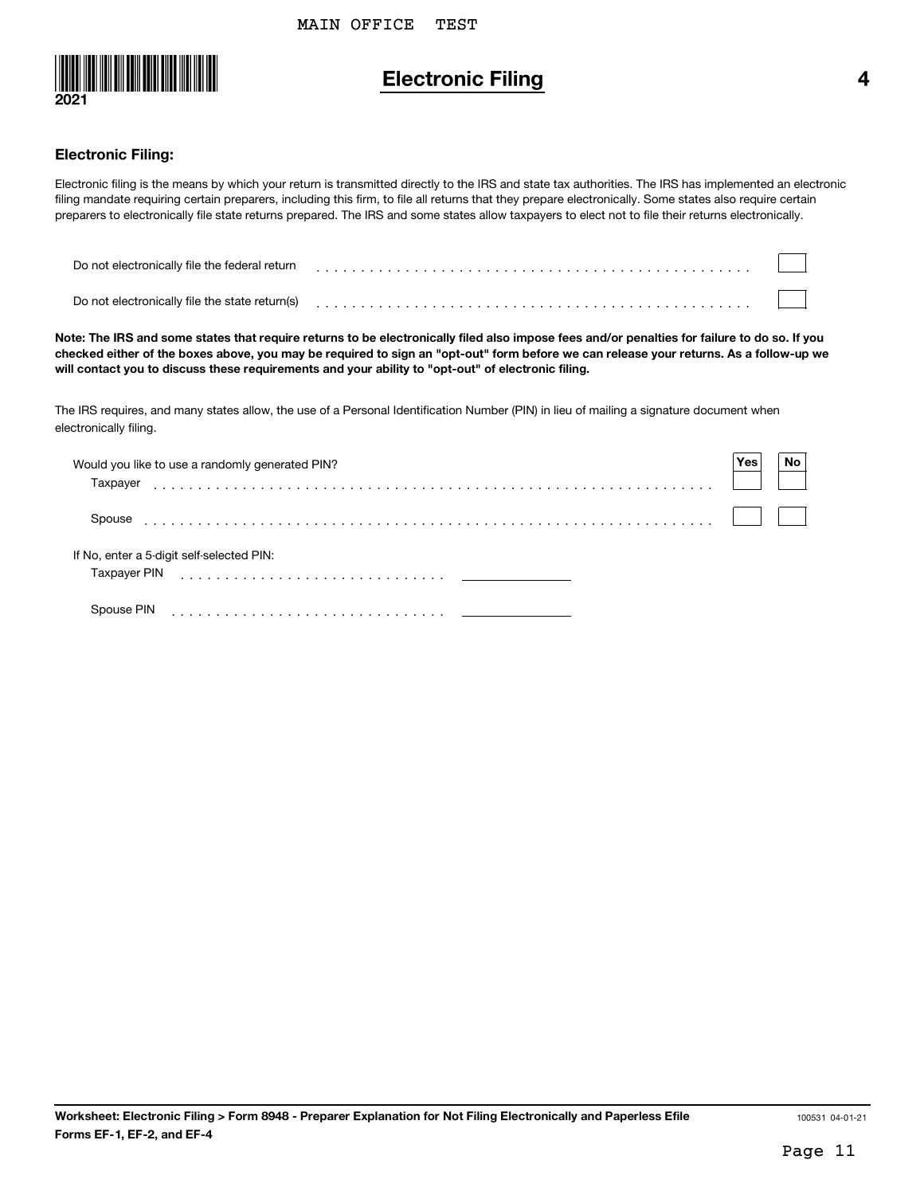# Electronic Filing

**4**

### Electronic Filing:

Electronic filing is the means by which your return is transmitted directly to the IRS and state tax authorities. The IRS has implemented an electronic filing mandate requiring certain preparers, including this firm, to file all returns that they prepare electronically. Some states also require certain preparers to electronically file state returns prepared. The IRS and some states allow taxpayers to elect not to file their returns electronically.

Do not electronically file the federal return . . . . . . . . . . . . . . . . . . . . . . . . . . . . . . . . . . . . . . . . . . . . . . . . ☐

Do not electronically file the state return(s) . . . . . . . . . . . . . . . . . . . . . . . . . . . . . . . . . . . . . . . . . . . . . . . . ☐

**Note: The IRS and some states that require returns to be electronically filed also impose fees and/or penalties for failure to do so. If you checked either of the boxes above, you may be required to sign an "opt-out" form before we can release your returns. As a follow-up we will contact you to discuss these requirements and your ability to "opt-out" of electronic filing.**

The IRS requires, and many states allow, the use of a Personal Identification Number (PIN) in lieu of mailing a signature document when electronically filing.

| Would you like to use a randomly generated PIN? | Yes | No |
|---|---|---|
| Taxpayer | ☐ | ☐ |
| Spouse | ☐ | ☐ |

If No, enter a 5-digit self-selected PIN:

Taxpayer PIN . . . . . . . . . . . . . . . . . . . . . . . . . . . . . . ______________

Spouse PIN . . . . . . . . . . . . . . . . . . . . . . . . . . . . . . ______________

**Worksheet: Electronic Filing > Form 8948 - Preparer Explanation for Not Filing Electronically and Paperless Efile Forms EF-1, EF-2, and EF-4**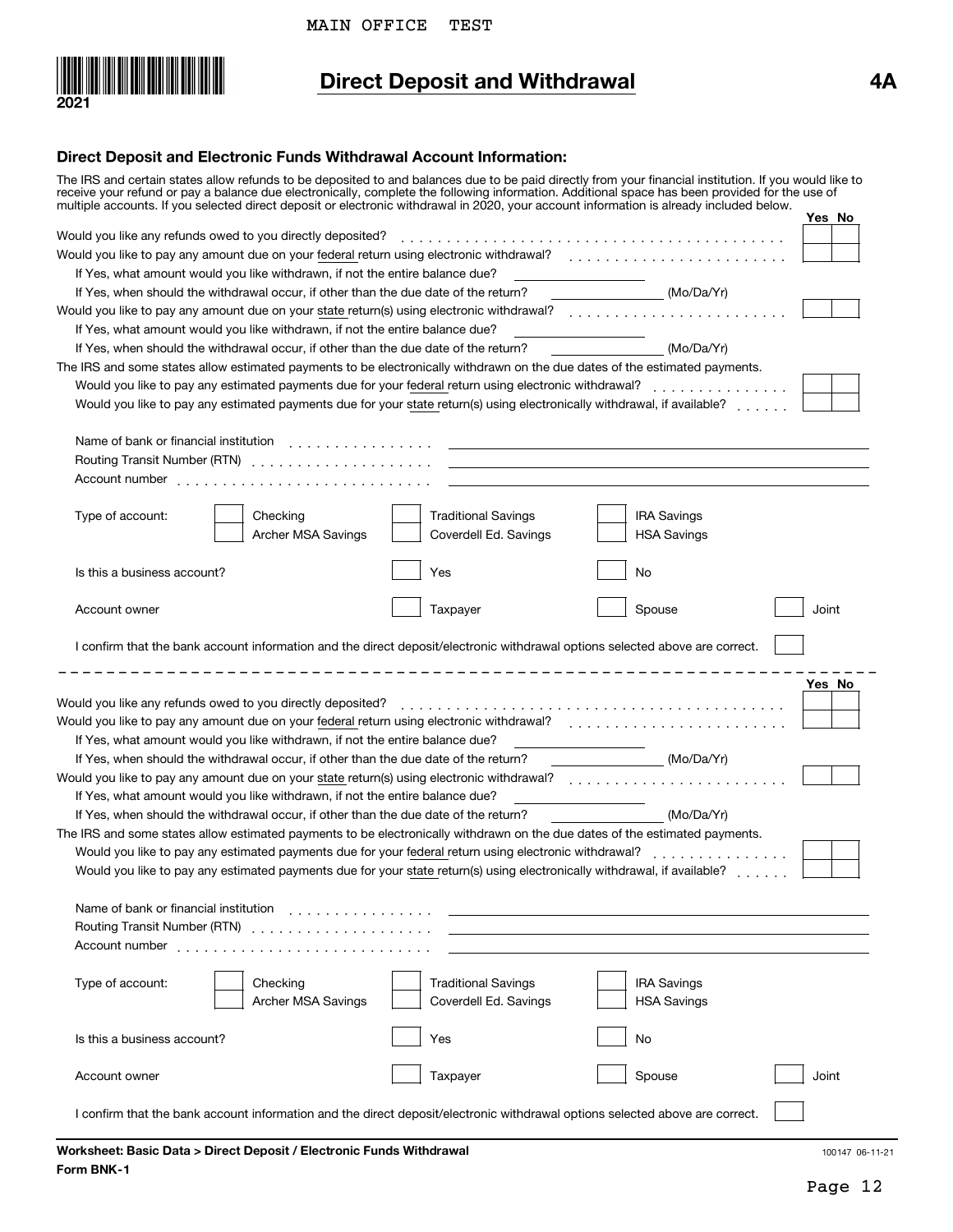MAIN OFFICE TEST

2021

# Direct Deposit and Withdrawal

**4A**

### Direct Deposit and Electronic Funds Withdrawal Account Information:

The IRS and certain states allow refunds to be deposited to and balances due to be paid directly from your financial institution. If you would like to receive your refund or pay a balance due electronically, complete the following information. Additional space has been provided for the use of multiple accounts. If you selected direct deposit or electronic withdrawal in 2020, your account information is already included below.

| | Yes | No |
|---|---|---|
| Would you like any refunds owed to you directly deposited? | | |
| Would you like to pay any amount due on your federal return using electronic withdrawal? | | |
| If Yes, what amount would you like withdrawn, if not the entire balance due? ________ | | |
| If Yes, when should the withdrawal occur, if other than the due date of the return? ________ (Mo/Da/Yr) | | |
| Would you like to pay any amount due on your state return(s) using electronic withdrawal? | | |
| If Yes, what amount would you like withdrawn, if not the entire balance due? ________ | | |
| If Yes, when should the withdrawal occur, if other than the due date of the return? ________ (Mo/Da/Yr) | | |
| The IRS and some states allow estimated payments to be electronically withdrawn on the due dates of the estimated payments. | | |
| Would you like to pay any estimated payments due for your federal return using electronic withdrawal? | | |
| Would you like to pay any estimated payments due for your state return(s) using electronically withdrawal, if available? | | |

Name of bank or financial institution ________

Routing Transit Number (RTN) ________

Account number ________

Type of account: ☐ Checking ☐ Traditional Savings ☐ IRA Savings ☐ Archer MSA Savings ☐ Coverdell Ed. Savings ☐ HSA Savings

Is this a business account? ☐ Yes ☐ No

Account owner ☐ Taxpayer ☐ Spouse ☐ Joint

I confirm that the bank account information and the direct deposit/electronic withdrawal options selected above are correct. ☐

---

| | Yes | No |
|---|---|---|
| Would you like any refunds owed to you directly deposited? | | |
| Would you like to pay any amount due on your federal return using electronic withdrawal? | | |
| If Yes, what amount would you like withdrawn, if not the entire balance due? ________ | | |
| If Yes, when should the withdrawal occur, if other than the due date of the return? ________ (Mo/Da/Yr) | | |
| Would you like to pay any amount due on your state return(s) using electronic withdrawal? | | |
| If Yes, what amount would you like withdrawn, if not the entire balance due? ________ | | |
| If Yes, when should the withdrawal occur, if other than the due date of the return? ________ (Mo/Da/Yr) | | |
| The IRS and some states allow estimated payments to be electronically withdrawn on the due dates of the estimated payments. | | |
| Would you like to pay any estimated payments due for your federal return using electronic withdrawal? | | |
| Would you like to pay any estimated payments due for your state return(s) using electronically withdrawal, if available? | | |

Name of bank or financial institution ________

Routing Transit Number (RTN) ________

Account number ________

Type of account: ☐ Checking ☐ Traditional Savings ☐ IRA Savings ☐ Archer MSA Savings ☐ Coverdell Ed. Savings ☐ HSA Savings

Is this a business account? ☐ Yes ☐ No

Account owner ☐ Taxpayer ☐ Spouse ☐ Joint

I confirm that the bank account information and the direct deposit/electronic withdrawal options selected above are correct. ☐

**Worksheet: Basic Data > Direct Deposit / Electronic Funds Withdrawal**

**Form BNK-1**

100147 06-11-21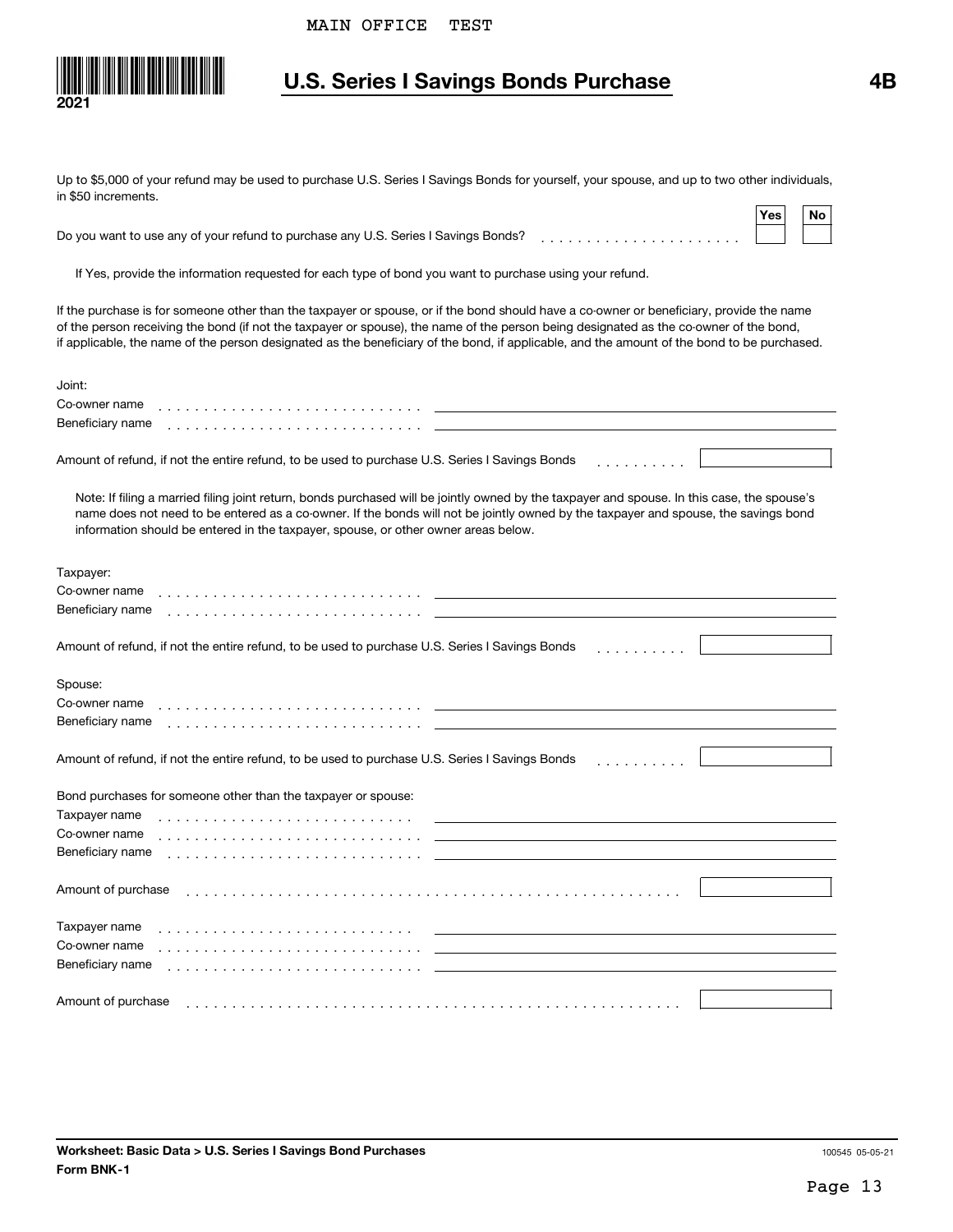MAIN OFFICE TEST

2021

# U.S. Series I Savings Bonds Purchase

**4B**

Up to $5,000 of your refund may be used to purchase U.S. Series I Savings Bonds for yourself, your spouse, and up to two other individuals, in $50 increments.

Do you want to use any of your refund to purchase any U.S. Series I Savings Bonds? . . . . . . . . . . . . . . . . . . . . . . . **Yes** ☐ **No** ☐

If Yes, provide the information requested for each type of bond you want to purchase using your refund.

If the purchase is for someone other than the taxpayer or spouse, or if the bond should have a co-owner or beneficiary, provide the name of the person receiving the bond (if not the taxpayer or spouse), the name of the person being designated as the co-owner of the bond, if applicable, the name of the person designated as the beneficiary of the bond, if applicable, and the amount of the bond to be purchased.

Joint:

Co-owner name . . . . . . . . . . . . . . . . . . . . . . . . . . . . ______________________

Beneficiary name . . . . . . . . . . . . . . . . . . . . . . . . . . . ______________________

Amount of refund, if not the entire refund, to be used to purchase U.S. Series I Savings Bonds . . . . . . . . . . ______

Note: If filing a married filing joint return, bonds purchased will be jointly owned by the taxpayer and spouse. In this case, the spouse's name does not need to be entered as a co-owner. If the bonds will not be jointly owned by the taxpayer and spouse, the savings bond information should be entered in the taxpayer, spouse, or other owner areas below.

Taxpayer:

Co-owner name . . . . . . . . . . . . . . . . . . . . . . . . . . . . ______________________

Beneficiary name . . . . . . . . . . . . . . . . . . . . . . . . . . . ______________________

Amount of refund, if not the entire refund, to be used to purchase U.S. Series I Savings Bonds . . . . . . . . . . ______

Spouse:

Co-owner name . . . . . . . . . . . . . . . . . . . . . . . . . . . . ______________________

Beneficiary name . . . . . . . . . . . . . . . . . . . . . . . . . . . ______________________

Amount of refund, if not the entire refund, to be used to purchase U.S. Series I Savings Bonds . . . . . . . . . . ______

Bond purchases for someone other than the taxpayer or spouse:

Taxpayer name . . . . . . . . . . . . . . . . . . . . . . . . . . . ______________________

Co-owner name . . . . . . . . . . . . . . . . . . . . . . . . . . . . ______________________

Beneficiary name . . . . . . . . . . . . . . . . . . . . . . . . . . . ______________________

Amount of purchase . . . . . . . . . . . . . . . . . . . . . . . . . . . . . . . . . . . . . . . . . . . . . . . . . . . . ______

Taxpayer name . . . . . . . . . . . . . . . . . . . . . . . . . . . ______________________

Co-owner name . . . . . . . . . . . . . . . . . . . . . . . . . . . . ______________________

Beneficiary name . . . . . . . . . . . . . . . . . . . . . . . . . . . ______________________

Amount of purchase . . . . . . . . . . . . . . . . . . . . . . . . . . . . . . . . . . . . . . . . . . . . . . . . . . . . ______

**Worksheet: Basic Data > U.S. Series I Savings Bond Purchases**
**Form BNK-1**

100545 05-05-21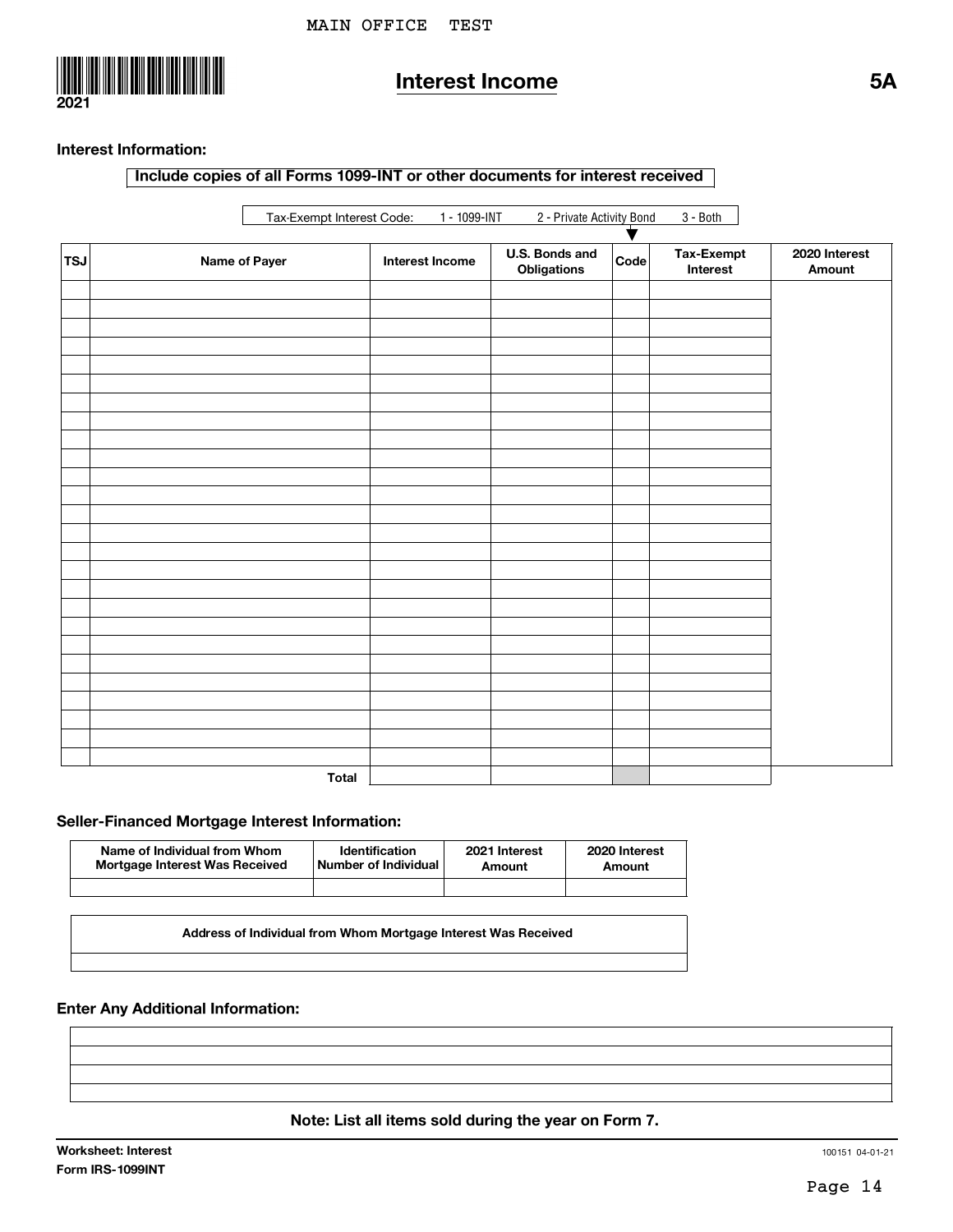MAIN OFFICE TEST

2021

# Interest Income

**5A**

**Interest Information:**

**Include copies of all Forms 1099-INT or other documents for interest received**

Tax-Exempt Interest Code: 1 - 1099-INT 2 - Private Activity Bond 3 - Both

| TSJ | Name of Payer | Interest Income | U.S. Bonds and Obligations | Code | Tax-Exempt Interest | 2020 Interest Amount |
|---|---|---|---|---|---|---|
| | | | | | | |
| | | | | | | |
| | | | | | | |
| | | | | | | |
| | | | | | | |
| | | | | | | |
| | | | | | | |
| | | | | | | |
| | | | | | | |
| | | | | | | |
| | | | | | | |
| | | | | | | |
| | | | | | | |
| | | | | | | |
| | | | | | | |
| | | | | | | |
| | | | | | | |
| | | | | | | |
| | | | | | | |
| | | | | | | |
| | | | | | | |
| | | | | | | |
| | | | | | | |
| | | | | | | |
| | | | | | | |
| | | | | | | |
| | **Total** | | | | | |

**Seller-Financed Mortgage Interest Information:**

| Name of Individual from Whom Mortgage Interest Was Received | Identification Number of Individual | 2021 Interest Amount | 2020 Interest Amount |
|---|---|---|---|
| | | | |

| Address of Individual from Whom Mortgage Interest Was Received |
|---|
| |

**Enter Any Additional Information:**

**Note: List all items sold during the year on Form 7.**

**Worksheet: Interest**
**Form IRS-1099INT**

100151 04-01-21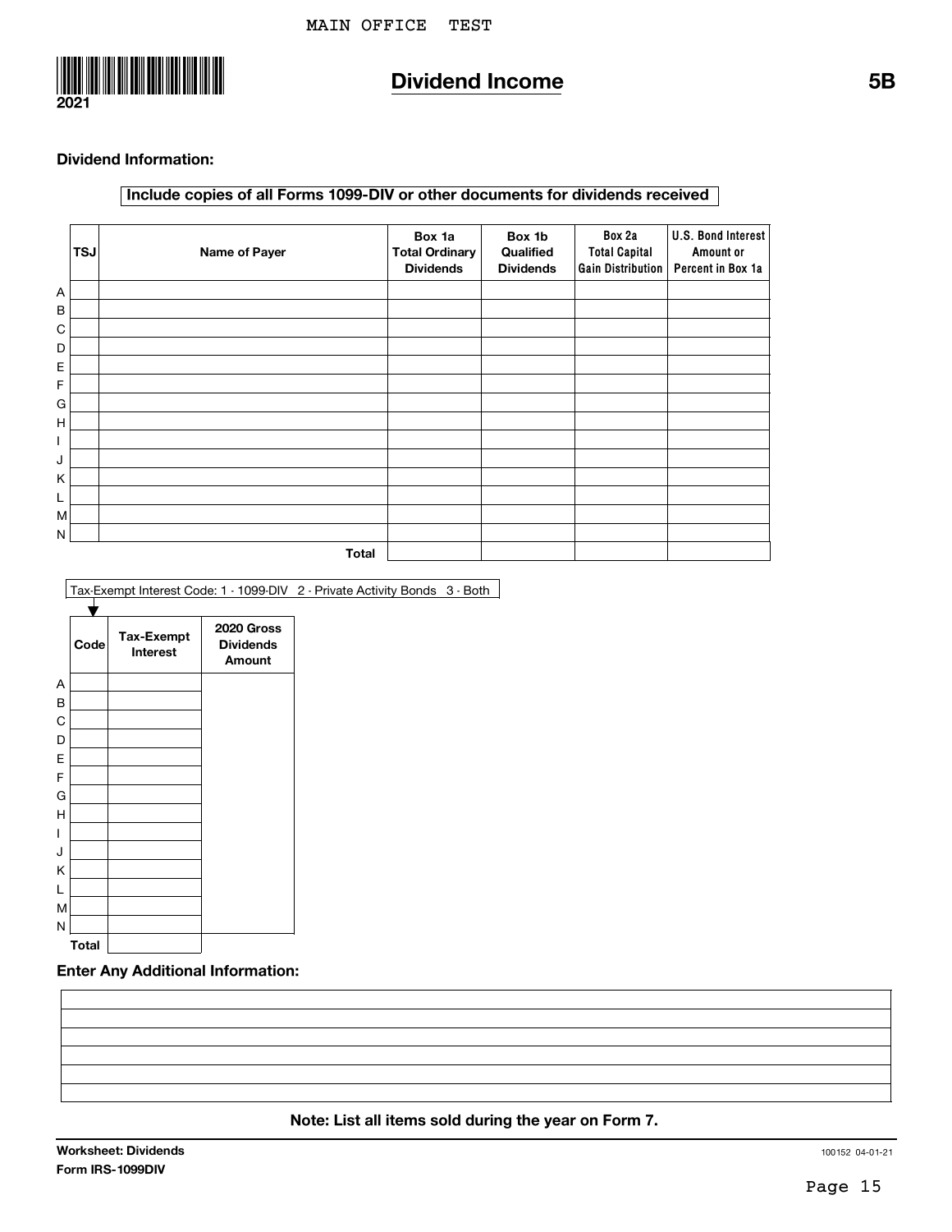MAIN OFFICE TEST

2021

# Dividend Income

**5B**

**Dividend Information:**

**Include copies of all Forms 1099-DIV or other documents for dividends received**

| | TSJ | Name of Payer | Box 1a Total Ordinary Dividends | Box 1b Qualified Dividends | Box 2a Total Capital Gain Distribution | U.S. Bond Interest Amount or Percent in Box 1a |
|---|---|---|---|---|---|---|
| A | | | | | | |
| B | | | | | | |
| C | | | | | | |
| D | | | | | | |
| E | | | | | | |
| F | | | | | | |
| G | | | | | | |
| H | | | | | | |
| I | | | | | | |
| J | | | | | | |
| K | | | | | | |
| L | | | | | | |
| M | | | | | | |
| N | | | | | | |
| | | **Total** | | | | |

Tax-Exempt Interest Code: 1 - 1099-DIV 2 - Private Activity Bonds 3 - Both

| | Code | Tax-Exempt Interest | 2020 Gross Dividends Amount |
|---|---|---|---|
| A | | | |
| B | | | |
| C | | | |
| D | | | |
| E | | | |
| F | | | |
| G | | | |
| H | | | |
| I | | | |
| J | | | |
| K | | | |
| L | | | |
| M | | | |
| N | | | |
| **Total** | | | |

**Enter Any Additional Information:**

**Note: List all items sold during the year on Form 7.**

**Worksheet: Dividends**
**Form IRS-1099DIV**

100152 04-01-21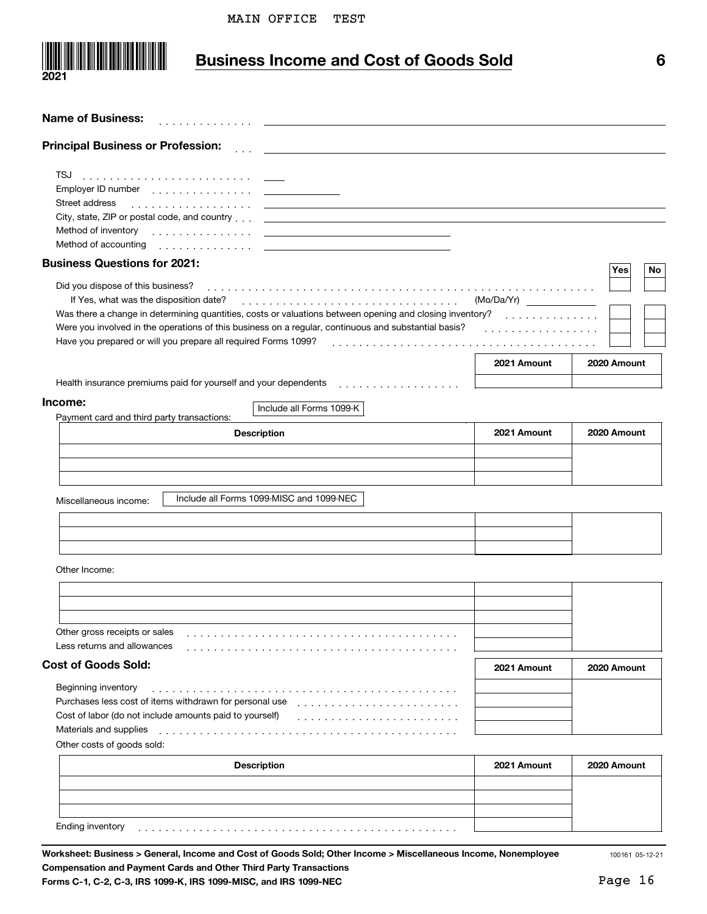MAIN OFFICE TEST

2021

# Business Income and Cost of Goods Sold

6

**Name of Business:** . . . . . . . . . . . . . .

**Principal Business or Profession:** . . .

TSJ . . . . . . . . . . . . . . . . . . . . . . . . .

Employer ID number . . . . . . . . . . . . . . .

Street address . . . . . . . . . . . . . . . . . .

City, state, ZIP or postal code, and country . . .

Method of inventory . . . . . . . . . . . . . . .

Method of accounting . . . . . . . . . . . . . .

**Business Questions for 2021:**

| | Yes | No |
|---|---|---|
| Did you dispose of this business? | | |
| If Yes, what was the disposition date? (Mo/Da/Yr) | | |
| Was there a change in determining quantities, costs or valuations between opening and closing inventory? | | |
| Were you involved in the operations of this business on a regular, continuous and substantial basis? | | |
| Have you prepared or will you prepare all required Forms 1099? | | |

| | 2021 Amount | 2020 Amount |
|---|---|---|
| Health insurance premiums paid for yourself and your dependents | | |

**Income:**

Payment card and third party transactions: Include all Forms 1099-K

| Description | 2021 Amount | 2020 Amount |
|---|---|---|
| | | |
| | | |
| | | |

Miscellaneous income: Include all Forms 1099-MISC and 1099-NEC

| | | |
|---|---|---|
| | | |
| | | |
| | | |

Other Income:

| | | |
|---|---|---|
| | | |
| | | |
| | | |
| Other gross receipts or sales | | |
| Less returns and allowances | | |

**Cost of Goods Sold:**

| | 2021 Amount | 2020 Amount |
|---|---|---|
| Beginning inventory | | |
| Purchases less cost of items withdrawn for personal use | | |
| Cost of labor (do not include amounts paid to yourself) | | |
| Materials and supplies | | |

Other costs of goods sold:

| Description | 2021 Amount | 2020 Amount |
|---|---|---|
| | | |
| | | |
| | | |
| Ending inventory | | |

**Worksheet: Business > General, Income and Cost of Goods Sold; Other Income > Miscellaneous Income, Nonemployee Compensation and Payment Cards and Other Third Party Transactions**

**Forms C-1, C-2, C-3, IRS 1099-K, IRS 1099-MISC, and IRS 1099-NEC**

100161 05-12-21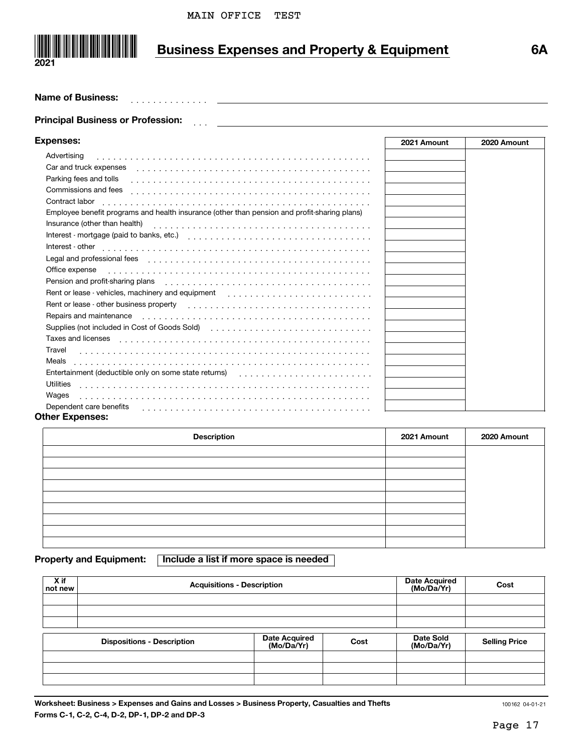MAIN OFFICE TEST

2021

# Business Expenses and Property & Equipment

**6A**

**Name of Business:** . . . . . . . . . . . . . .

**Principal Business or Profession:** . . .

**Expenses:**

| | 2021 Amount | 2020 Amount |
|---|---|---|
| Advertising | | |
| Car and truck expenses | | |
| Parking fees and tolls | | |
| Commissions and fees | | |
| Contract labor | | |
| Employee benefit programs and health insurance (other than pension and profit-sharing plans) | | |
| Insurance (other than health) | | |
| Interest - mortgage (paid to banks, etc.) | | |
| Interest - other | | |
| Legal and professional fees | | |
| Office expense | | |
| Pension and profit-sharing plans | | |
| Rent or lease - vehicles, machinery and equipment | | |
| Rent or lease - other business property | | |
| Repairs and maintenance | | |
| Supplies (not included in Cost of Goods Sold) | | |
| Taxes and licenses | | |
| Travel | | |
| Meals | | |
| Entertainment (deductible only on some state returns) | | |
| Utilities | | |
| Wages | | |
| Dependent care benefits | | |

**Other Expenses:**

| Description | 2021 Amount | 2020 Amount |
|---|---|---|
| | | |
| | | |
| | | |
| | | |
| | | |
| | | |
| | | |
| | | |
| | | |

**Property and Equipment:** Include a list if more space is needed

| X if not new | Acquisitions - Description | Date Acquired (Mo/Da/Yr) | Cost |
|---|---|---|---|
| | | | |
| | | | |
| | | | |

| Dispositions - Description | Date Acquired (Mo/Da/Yr) | Cost | Date Sold (Mo/Da/Yr) | Selling Price |
|---|---|---|---|---|
| | | | | |
| | | | | |
| | | | | |

**Worksheet: Business > Expenses and Gains and Losses > Business Property, Casualties and Thefts**
**Forms C-1, C-2, C-4, D-2, DP-1, DP-2 and DP-3**

100162 04-01-21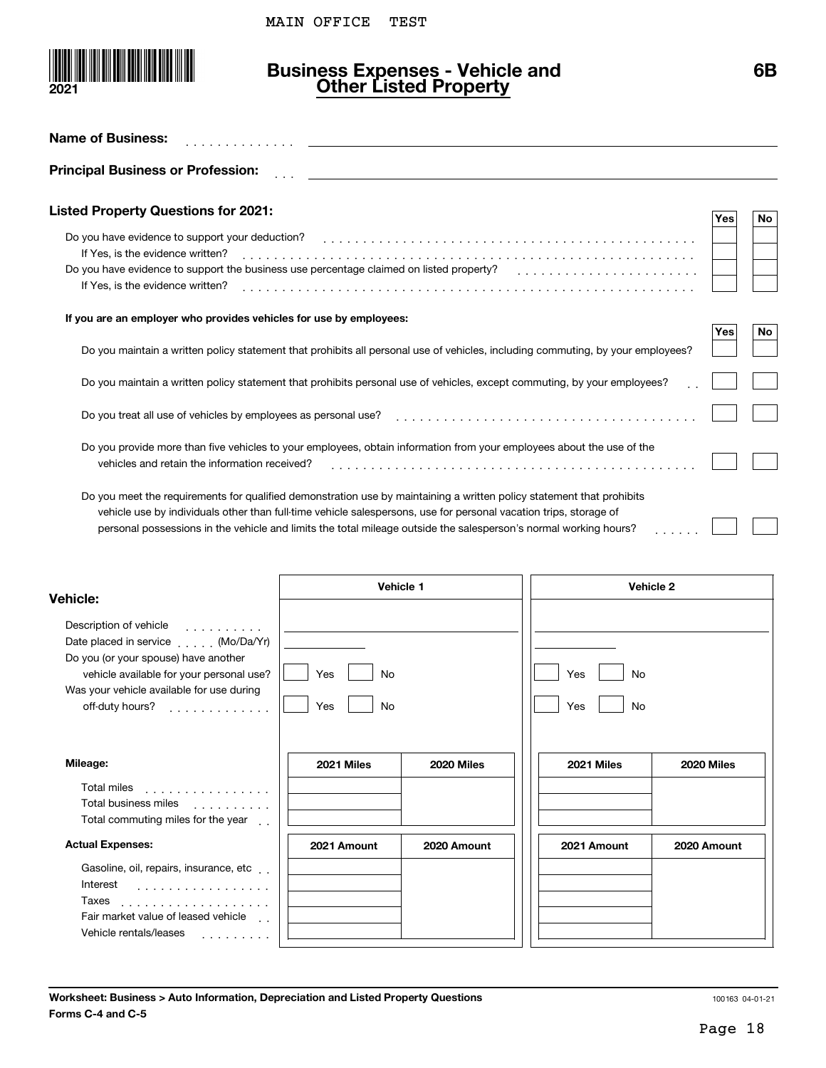MAIN OFFICE TEST

2021

# Business Expenses - Vehicle and Other Listed Property

**6B**

**Name of Business:** . . . . . . . . . . . . . .

**Principal Business or Profession:** . . .

## Listed Property Questions for 2021:

| | Yes | No |
|---|---|---|
| Do you have evidence to support your deduction? | | |
| If Yes, is the evidence written? | | |
| Do you have evidence to support the business use percentage claimed on listed property? | | |
| If Yes, is the evidence written? | | |

**If you are an employer who provides vehicles for use by employees:**

| | Yes | No |
|---|---|---|
| Do you maintain a written policy statement that prohibits all personal use of vehicles, including commuting, by your employees? | | |
| Do you maintain a written policy statement that prohibits personal use of vehicles, except commuting, by your employees? | | |
| Do you treat all use of vehicles by employees as personal use? | | |
| Do you provide more than five vehicles to your employees, obtain information from your employees about the use of the vehicles and retain the information received? | | |
| Do you meet the requirements for qualified demonstration use by maintaining a written policy statement that prohibits vehicle use by individuals other than full-time vehicle salespersons, use for personal vacation trips, storage of personal possessions in the vehicle and limits the total mileage outside the salesperson's normal working hours? | | |

## Vehicle:

| | Vehicle 1 | Vehicle 2 |
|---|---|---|
| Description of vehicle | | |
| Date placed in service (Mo/Da/Yr) | | |
| Do you (or your spouse) have another vehicle available for your personal use? | Yes / No | Yes / No |
| Was your vehicle available for use during off-duty hours? | Yes / No | Yes / No |

| Mileage: | Vehicle 1 2021 Miles | Vehicle 1 2020 Miles | Vehicle 2 2021 Miles | Vehicle 2 2020 Miles |
|---|---|---|---|---|
| Total miles | | | | |
| Total business miles | | | | |
| Total commuting miles for the year | | | | |

| Actual Expenses: | Vehicle 1 2021 Amount | Vehicle 1 2020 Amount | Vehicle 2 2021 Amount | Vehicle 2 2020 Amount |
|---|---|---|---|---|
| Gasoline, oil, repairs, insurance, etc | | | | |
| Interest | | | | |
| Taxes | | | | |
| Fair market value of leased vehicle | | | | |
| Vehicle rentals/leases | | | | |

**Worksheet: Business > Auto Information, Depreciation and Listed Property Questions**
**Forms C-4 and C-5**

100163 04-01-21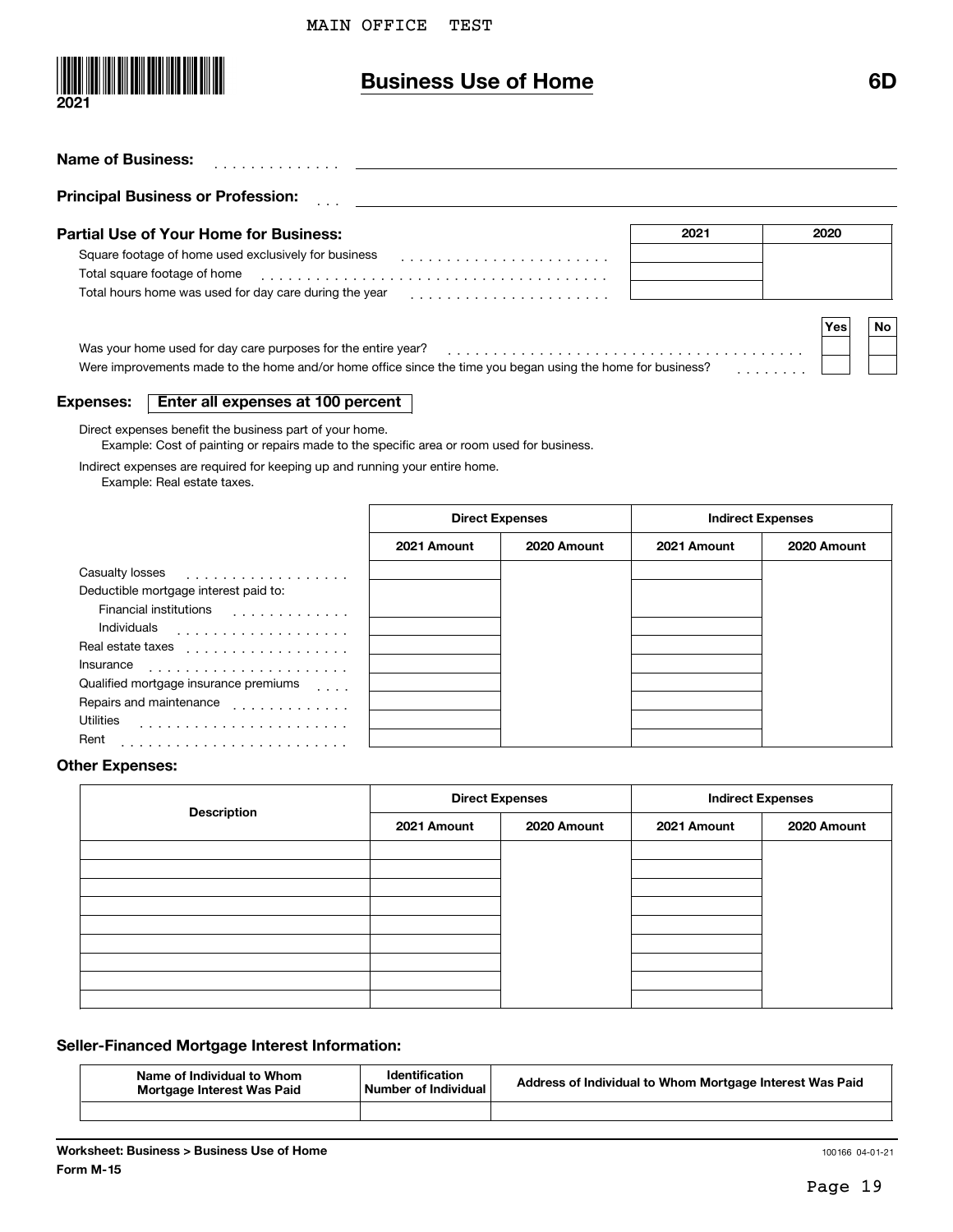MAIN OFFICE TEST

2021

# Business Use of Home

6D

**Name of Business:**

**Principal Business or Profession:**

**Partial Use of Your Home for Business:**

| | 2021 | 2020 |
|---|---|---|
| Square footage of home used exclusively for business | | |
| Total square footage of home | | |
| Total hours home was used for day care during the year | | |

| | Yes | No |
|---|---|---|
| Was your home used for day care purposes for the entire year? | | |
| Were improvements made to the home and/or home office since the time you began using the home for business? | | |

**Expenses:** **Enter all expenses at 100 percent**

Direct expenses benefit the business part of your home.
Example: Cost of painting or repairs made to the specific area or room used for business.

Indirect expenses are required for keeping up and running your entire home.
Example: Real estate taxes.

| | Direct Expenses | | Indirect Expenses | |
|---|---|---|---|---|
| | 2021 Amount | 2020 Amount | 2021 Amount | 2020 Amount |
| Casualty losses | | | | |
| Deductible mortgage interest paid to: | | | | |
| Financial institutions | | | | |
| Individuals | | | | |
| Real estate taxes | | | | |
| Insurance | | | | |
| Qualified mortgage insurance premiums | | | | |
| Repairs and maintenance | | | | |
| Utilities | | | | |
| Rent | | | | |

**Other Expenses:**

| Description | Direct Expenses | | Indirect Expenses | |
|---|---|---|---|---|
| | 2021 Amount | 2020 Amount | 2021 Amount | 2020 Amount |
| | | | | |
| | | | | |
| | | | | |
| | | | | |
| | | | | |
| | | | | |
| | | | | |
| | | | | |
| | | | | |

**Seller-Financed Mortgage Interest Information:**

| Name of Individual to Whom Mortgage Interest Was Paid | Identification Number of Individual | Address of Individual to Whom Mortgage Interest Was Paid |
|---|---|---|
| | | |

**Worksheet: Business > Business Use of Home**
**Form M-15**

100166 04-01-21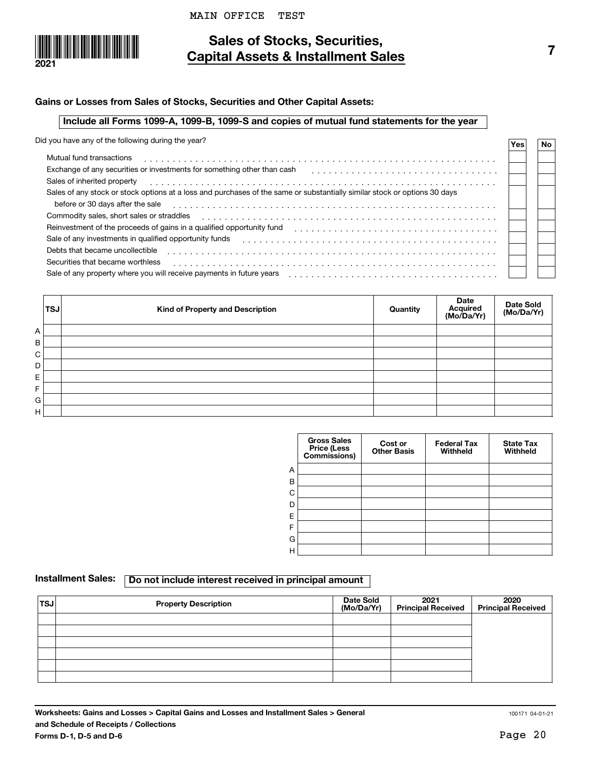MAIN OFFICE TEST

2021

# Sales of Stocks, Securities, Capital Assets & Installment Sales

7

### Gains or Losses from Sales of Stocks, Securities and Other Capital Assets:

**Include all Forms 1099-A, 1099-B, 1099-S and copies of mutual fund statements for the year**

Did you have any of the following during the year?

| | Yes | No |
|---|---|---|
| Mutual fund transactions | | |
| Exchange of any securities or investments for something other than cash | | |
| Sales of inherited property | | |
| Sales of any stock or stock options at a loss and purchases of the same or substantially similar stock or options 30 days before or 30 days after the sale | | |
| Commodity sales, short sales or straddles | | |
| Reinvestment of the proceeds of gains in a qualified opportunity fund | | |
| Sale of any investments in qualified opportunity funds | | |
| Debts that became uncollectible | | |
| Securities that became worthless | | |
| Sale of any property where you will receive payments in future years | | |

| | TSJ | Kind of Property and Description | Quantity | Date Acquired (Mo/Da/Yr) | Date Sold (Mo/Da/Yr) |
|---|---|---|---|---|---|
| A | | | | | |
| B | | | | | |
| C | | | | | |
| D | | | | | |
| E | | | | | |
| F | | | | | |
| G | | | | | |
| H | | | | | |

| | Gross Sales Price (Less Commissions) | Cost or Other Basis | Federal Tax Withheld | State Tax Withheld |
|---|---|---|---|---|
| A | | | | |
| B | | | | |
| C | | | | |
| D | | | | |
| E | | | | |
| F | | | | |
| G | | | | |
| H | | | | |

### Installment Sales: **Do not include interest received in principal amount**

| TSJ | Property Description | Date Sold (Mo/Da/Yr) | 2021 Principal Received | 2020 Principal Received |
|---|---|---|---|---|
| | | | | |
| | | | | |
| | | | | |
| | | | | |
| | | | | |
| | | | | |

**Worksheets: Gains and Losses > Capital Gains and Losses and Installment Sales > General and Schedule of Receipts / Collections**
**Forms D-1, D-5 and D-6**

100171 04-01-21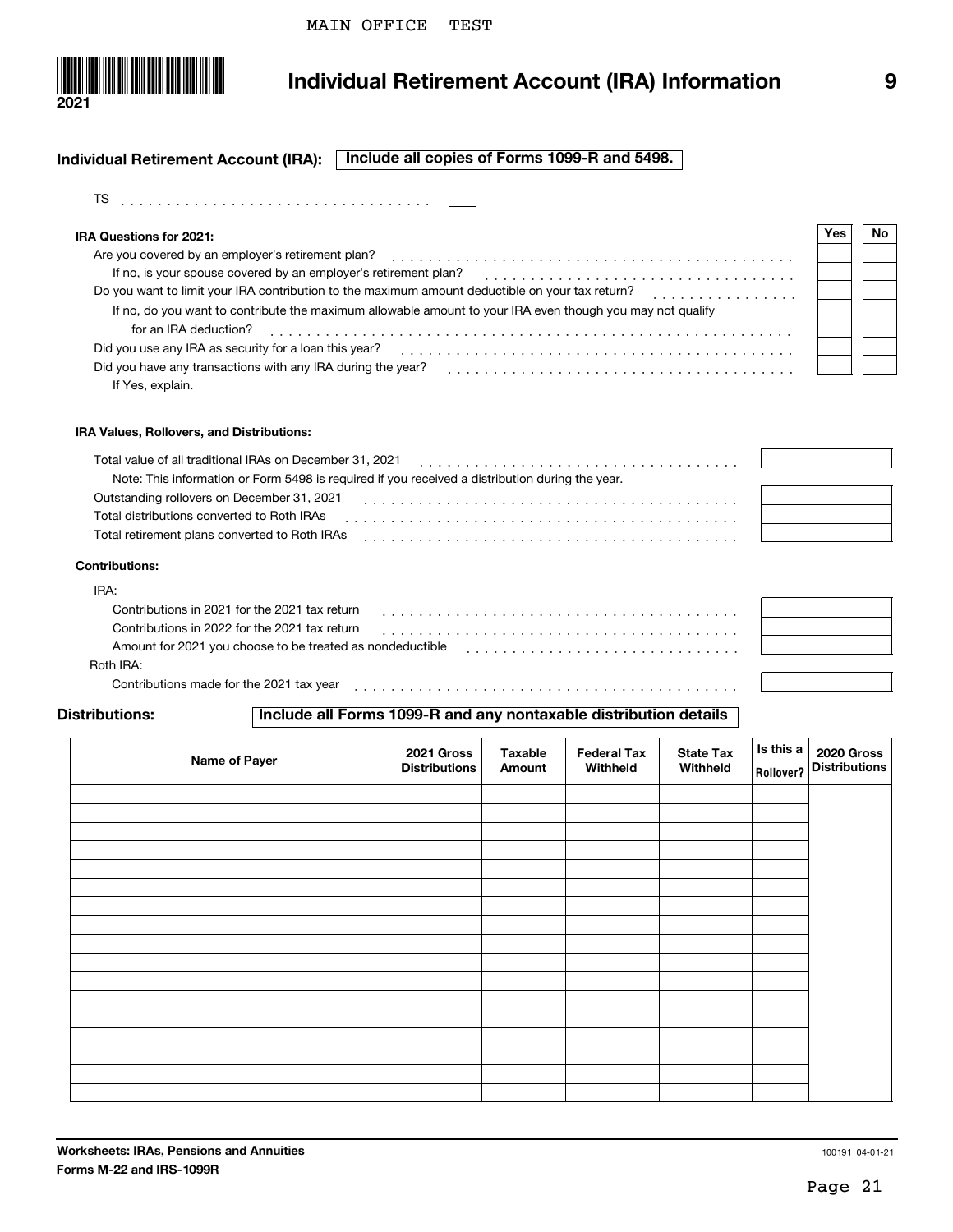MAIN OFFICE TEST

2021

# Individual Retirement Account (IRA) Information

9

**Individual Retirement Account (IRA):** **Include all copies of Forms 1099-R and 5498.**

TS . . . . . . . . . . . . . . . . . . . . . . . . . . . . . . . . ____

| **IRA Questions for 2021:** | **Yes** | **No** |
|---|---|---|
| Are you covered by an employer's retirement plan? | | |
| If no, is your spouse covered by an employer's retirement plan? | | |
| Do you want to limit your IRA contribution to the maximum amount deductible on your tax return? | | |
| If no, do you want to contribute the maximum allowable amount to your IRA even though you may not qualify for an IRA deduction? | | |
| Did you use any IRA as security for a loan this year? | | |
| Did you have any transactions with any IRA during the year? | | |

If Yes, explain.

**IRA Values, Rollovers, and Distributions:**

| | |
|---|---|
| Total value of all traditional IRAs on December 31, 2021 | |
| Note: This information or Form 5498 is required if you received a distribution during the year. | |
| Outstanding rollovers on December 31, 2021 | |
| Total distributions converted to Roth IRAs | |
| Total retirement plans converted to Roth IRAs | |

**Contributions:**

| | |
|---|---|
| IRA: | |
| Contributions in 2021 for the 2021 tax return | |
| Contributions in 2022 for the 2021 tax return | |
| Amount for 2021 you choose to be treated as nondeductible | |
| Roth IRA: | |
| Contributions made for the 2021 tax year | |

**Distributions:** **Include all Forms 1099-R and any nontaxable distribution details**

| Name of Payer | 2021 Gross Distributions | Taxable Amount | Federal Tax Withheld | State Tax Withheld | Is this a Rollover? | 2020 Gross Distributions |
|---|---|---|---|---|---|---|
| | | | | | | |
| | | | | | | |
| | | | | | | |
| | | | | | | |
| | | | | | | |
| | | | | | | |
| | | | | | | |
| | | | | | | |
| | | | | | | |
| | | | | | | |
| | | | | | | |
| | | | | | | |
| | | | | | | |
| | | | | | | |
| | | | | | | |
| | | | | | | |
| | | | | | | |

**Worksheets: IRAs, Pensions and Annuities**
**Forms M-22 and IRS-1099R**

100191 04-01-21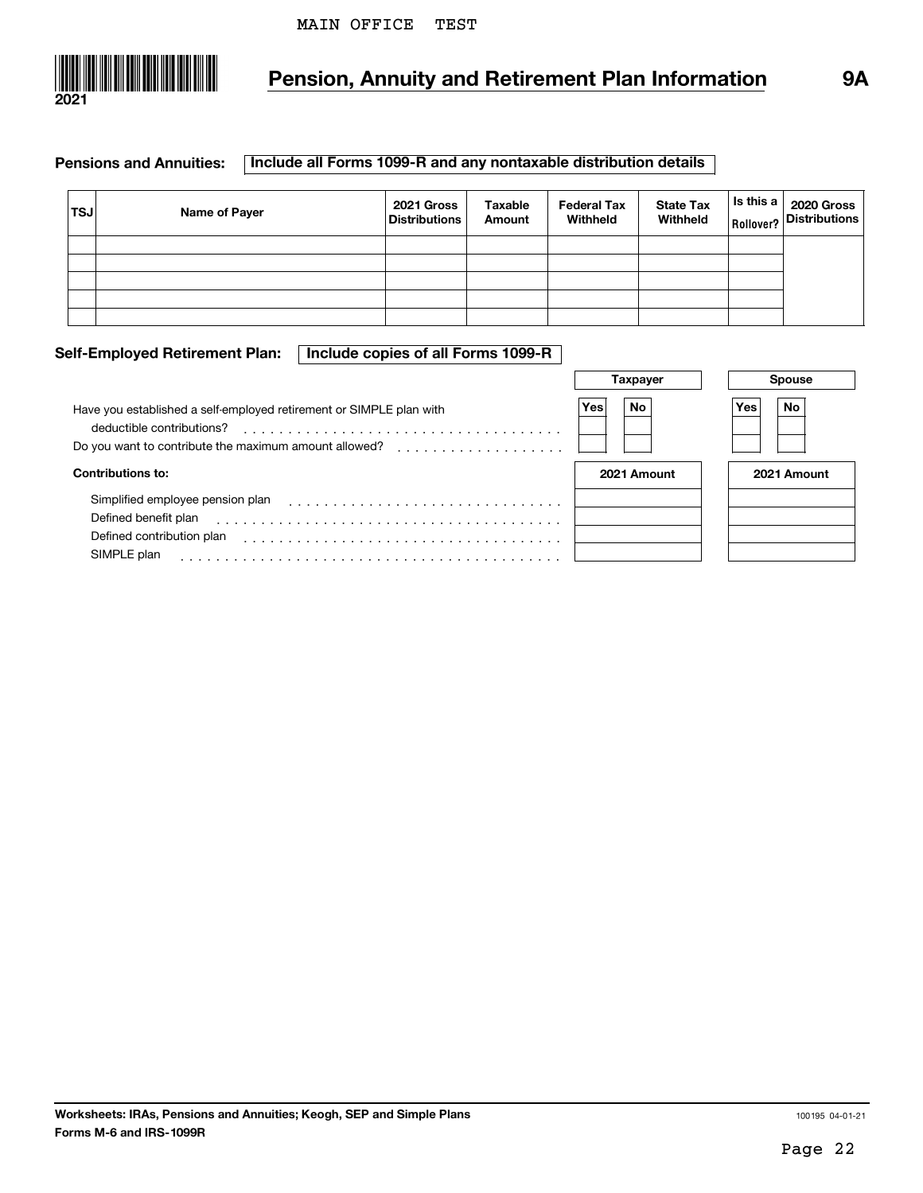MAIN OFFICE TEST

2021

# Pension, Annuity and Retirement Plan Information

**9A**

**Pensions and Annuities:** **Include all Forms 1099-R and any nontaxable distribution details**

| TSJ | Name of Payer | 2021 Gross Distributions | Taxable Amount | Federal Tax Withheld | State Tax Withheld | Is this a Rollover? | 2020 Gross Distributions |
|---|---|---|---|---|---|---|---|
| | | | | | | | |
| | | | | | | | |
| | | | | | | | |
| | | | | | | | |
| | | | | | | | |

**Self-Employed Retirement Plan:** **Include copies of all Forms 1099-R**

| | Taxpayer Yes | Taxpayer No | Spouse Yes | Spouse No |
|---|---|---|---|---|
| Have you established a self-employed retirement or SIMPLE plan with deductible contributions? | | | | |
| Do you want to contribute the maximum amount allowed? | | | | |

| Contributions to: | Taxpayer 2021 Amount | Spouse 2021 Amount |
|---|---|---|
| Simplified employee pension plan | | |
| Defined benefit plan | | |
| Defined contribution plan | | |
| SIMPLE plan | | |

**Worksheets: IRAs, Pensions and Annuities; Keogh, SEP and Simple Plans**
**Forms M-6 and IRS-1099R**

100195 04-01-21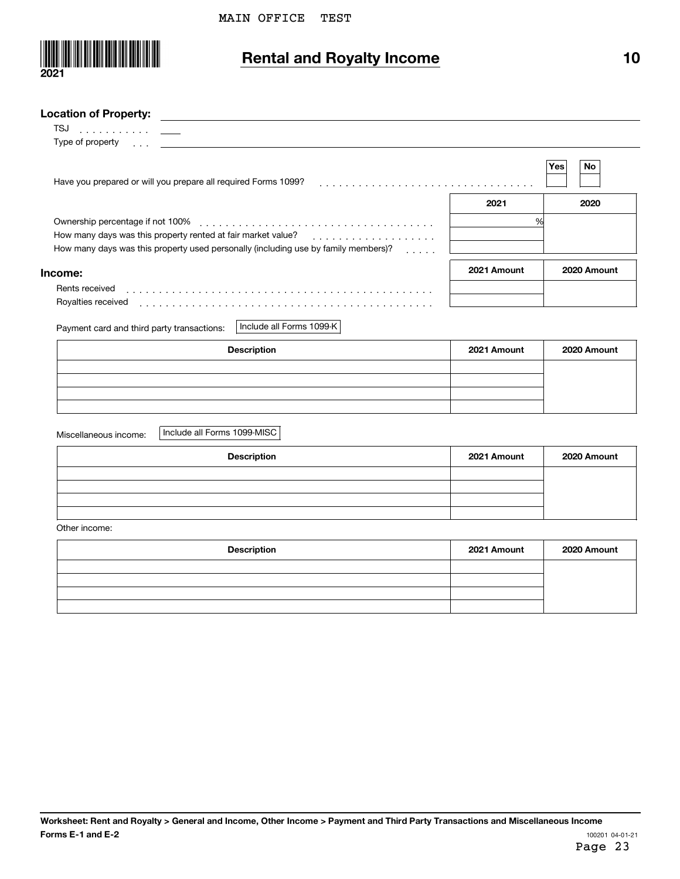MAIN OFFICE TEST

2021

# Rental and Royalty Income

10

**Location of Property:** ________________

TSJ . . . . . . . . . . . ____

Type of property . . . ________________

| | Yes | No |
|---|---|---|
| Have you prepared or will you prepare all required Forms 1099? | | |

| | 2021 | 2020 |
|---|---|---|
| Ownership percentage if not 100% | % | |
| How many days was this property rented at fair market value? | | |
| How many days was this property used personally (including use by family members)? | | |

## Income:

| | 2021 Amount | 2020 Amount |
|---|---|---|
| Rents received | | |
| Royalties received | | |

Payment card and third party transactions: Include all Forms 1099-K

| Description | 2021 Amount | 2020 Amount |
|---|---|---|
| | | |
| | | |
| | | |
| | | |

Miscellaneous income: Include all Forms 1099-MISC

| Description | 2021 Amount | 2020 Amount |
|---|---|---|
| | | |
| | | |
| | | |
| | | |

Other income:

| Description | 2021 Amount | 2020 Amount |
|---|---|---|
| | | |
| | | |
| | | |
| | | |

**Worksheet: Rent and Royalty > General and Income, Other Income > Payment and Third Party Transactions and Miscellaneous Income**

**Forms E-1 and E-2**

100201 04-01-21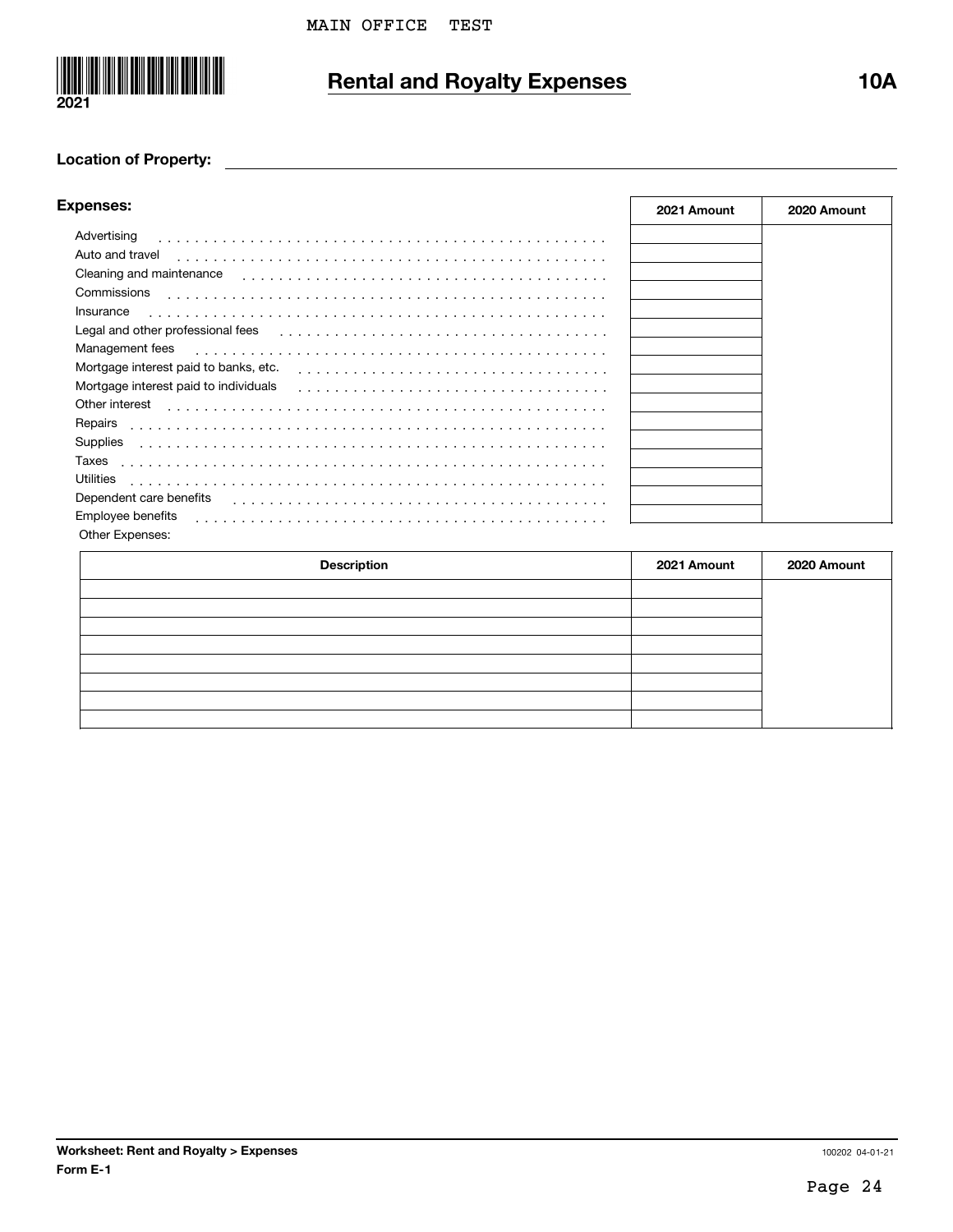MAIN OFFICE TEST

2021

# Rental and Royalty Expenses

**10A**

**Location of Property:** ______________________________

**Expenses:**

| | 2021 Amount | 2020 Amount |
|---|---|---|
| Advertising | | |
| Auto and travel | | |
| Cleaning and maintenance | | |
| Commissions | | |
| Insurance | | |
| Legal and other professional fees | | |
| Management fees | | |
| Mortgage interest paid to banks, etc. | | |
| Mortgage interest paid to individuals | | |
| Other interest | | |
| Repairs | | |
| Supplies | | |
| Taxes | | |
| Utilities | | |
| Dependent care benefits | | |
| Employee benefits | | |

Other Expenses:

| Description | 2021 Amount | 2020 Amount |
|---|---|---|
| | | |
| | | |
| | | |
| | | |
| | | |
| | | |
| | | |
| | | |

**Worksheet: Rent and Royalty > Expenses**
**Form E-1**

100202 04-01-21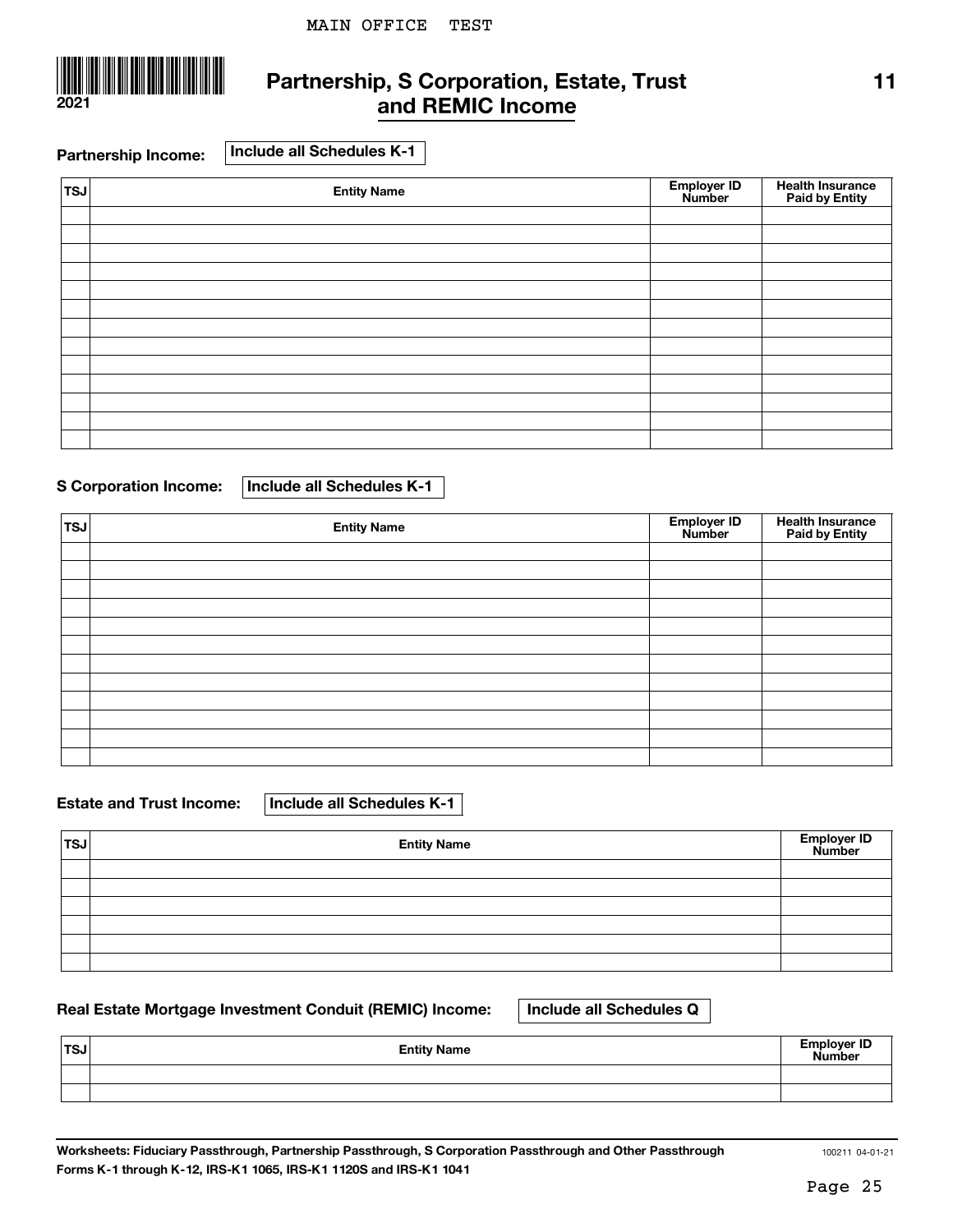# Partnership, S Corporation, Estate, Trust and REMIC Income

2021

11

**Partnership Income:** Include all Schedules K-1

| TSJ | Entity Name | Employer ID Number | Health Insurance Paid by Entity |
|---|---|---|---|
| | | | |
| | | | |
| | | | |
| | | | |
| | | | |
| | | | |
| | | | |
| | | | |
| | | | |
| | | | |
| | | | |
| | | | |
| | | | |

**S Corporation Income:** Include all Schedules K-1

| TSJ | Entity Name | Employer ID Number | Health Insurance Paid by Entity |
|---|---|---|---|
| | | | |
| | | | |
| | | | |
| | | | |
| | | | |
| | | | |
| | | | |
| | | | |
| | | | |
| | | | |
| | | | |
| | | | |

**Estate and Trust Income:** Include all Schedules K-1

| TSJ | Entity Name | Employer ID Number |
|---|---|---|
| | | |
| | | |
| | | |
| | | |
| | | |
| | | |

**Real Estate Mortgage Investment Conduit (REMIC) Income:** Include all Schedules Q

| TSJ | Entity Name | Employer ID Number |
|---|---|---|
| | | |
| | | |

**Worksheets: Fiduciary Passthrough, Partnership Passthrough, S Corporation Passthrough and Other Passthrough Forms K-1 through K-12, IRS-K1 1065, IRS-K1 1120S and IRS-K1 1041**

100211 04-01-21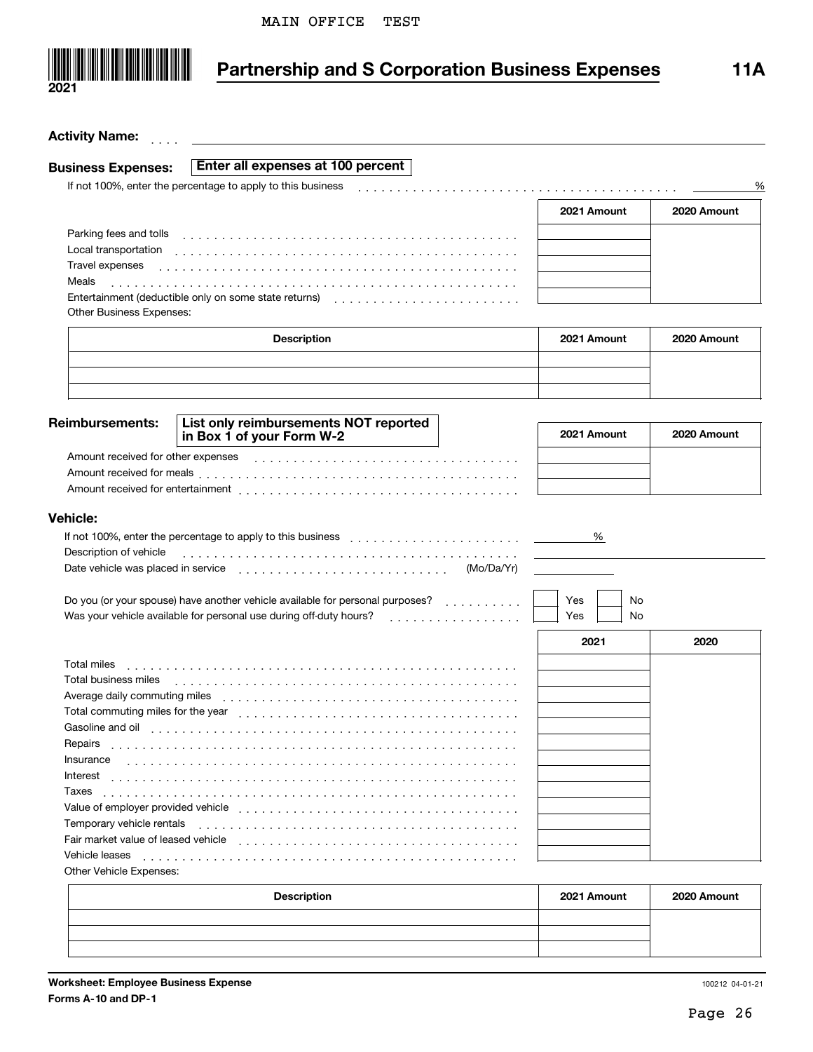MAIN OFFICE TEST

2021

# Partnership and S Corporation Business Expenses

**11A**

**Activity Name:**

**Business Expenses:** **Enter all expenses at 100 percent**

If not 100%, enter the percentage to apply to this business ______ %

| | 2021 Amount | 2020 Amount |
|---|---|---|
| Parking fees and tolls | | |
| Local transportation | | |
| Travel expenses | | |
| Meals | | |
| Entertainment (deductible only on some state returns) | | |

Other Business Expenses:

| Description | 2021 Amount | 2020 Amount |
|---|---|---|
| | | |
| | | |
| | | |

**Reimbursements:** **List only reimbursements NOT reported in Box 1 of your Form W-2**

| | 2021 Amount | 2020 Amount |
|---|---|---|
| Amount received for other expenses | | |
| Amount received for meals | | |
| Amount received for entertainment | | |

**Vehicle:**

If not 100%, enter the percentage to apply to this business ______ %

Description of vehicle

Date vehicle was placed in service (Mo/Da/Yr)

Do you (or your spouse) have another vehicle available for personal purposes? ☐ Yes ☐ No

Was your vehicle available for personal use during off-duty hours? ☐ Yes ☐ No

| | 2021 | 2020 |
|---|---|---|
| Total miles | | |
| Total business miles | | |
| Average daily commuting miles | | |
| Total commuting miles for the year | | |
| Gasoline and oil | | |
| Repairs | | |
| Insurance | | |
| Interest | | |
| Taxes | | |
| Value of employer provided vehicle | | |
| Temporary vehicle rentals | | |
| Fair market value of leased vehicle | | |
| Vehicle leases | | |

Other Vehicle Expenses:

| Description | 2021 Amount | 2020 Amount |
|---|---|---|
| | | |
| | | |
| | | |

**Worksheet: Employee Business Expense**

**Forms A-10 and DP-1**

100212 04-01-21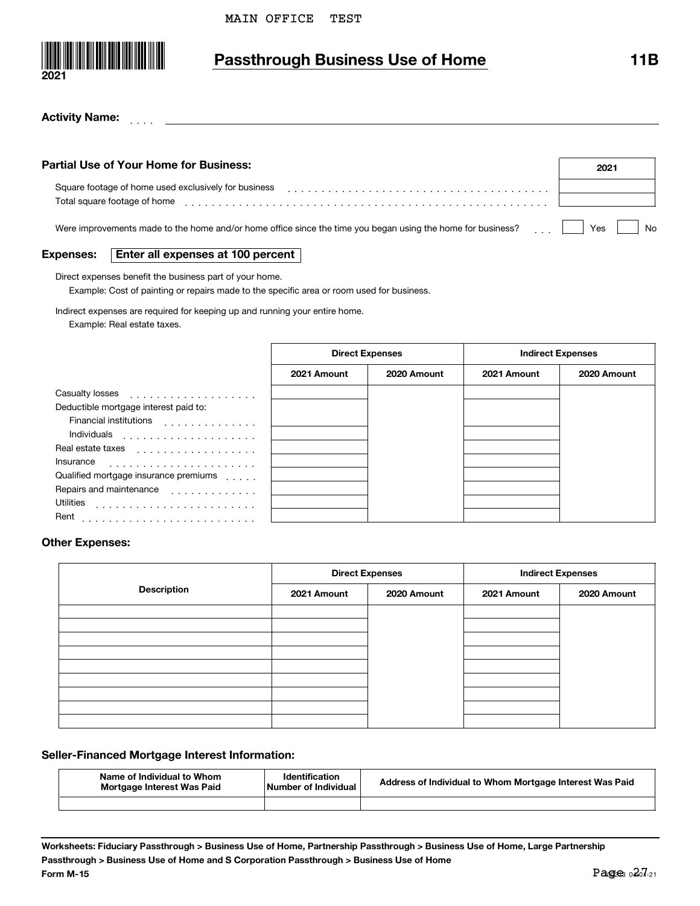MAIN OFFICE TEST

2021

# Passthrough Business Use of Home

**11B**

**Activity Name:** . . . . ______________________________

**Partial Use of Your Home for Business:**

| | 2021 |
|---|---|
| Square footage of home used exclusively for business | |
| Total square footage of home | |

Were improvements made to the home and/or home office since the time you began using the home for business? . . . ☐ Yes ☐ No

**Expenses:** **Enter all expenses at 100 percent**

Direct expenses benefit the business part of your home.
Example: Cost of painting or repairs made to the specific area or room used for business.

Indirect expenses are required for keeping up and running your entire home.
Example: Real estate taxes.

| | Direct Expenses | | Indirect Expenses | |
|---|---|---|---|---|
| | 2021 Amount | 2020 Amount | 2021 Amount | 2020 Amount |
| Casualty losses | | | | |
| Deductible mortgage interest paid to: Financial institutions | | | | |
| Individuals | | | | |
| Real estate taxes | | | | |
| Insurance | | | | |
| Qualified mortgage insurance premiums | | | | |
| Repairs and maintenance | | | | |
| Utilities | | | | |
| Rent | | | | |

**Other Expenses:**

| Description | Direct Expenses | | Indirect Expenses | |
|---|---|---|---|---|
| | 2021 Amount | 2020 Amount | 2021 Amount | 2020 Amount |
| | | | | |
| | | | | |
| | | | | |
| | | | | |
| | | | | |
| | | | | |
| | | | | |
| | | | | |
| | | | | |

**Seller-Financed Mortgage Interest Information:**

| Name of Individual to Whom Mortgage Interest Was Paid | Identification Number of Individual | Address of Individual to Whom Mortgage Interest Was Paid |
|---|---|---|
| | | |

**Worksheets: Fiduciary Passthrough > Business Use of Home, Partnership Passthrough > Business Use of Home, Large Partnership Passthrough > Business Use of Home and S Corporation Passthrough > Business Use of Home**

**Form M-15**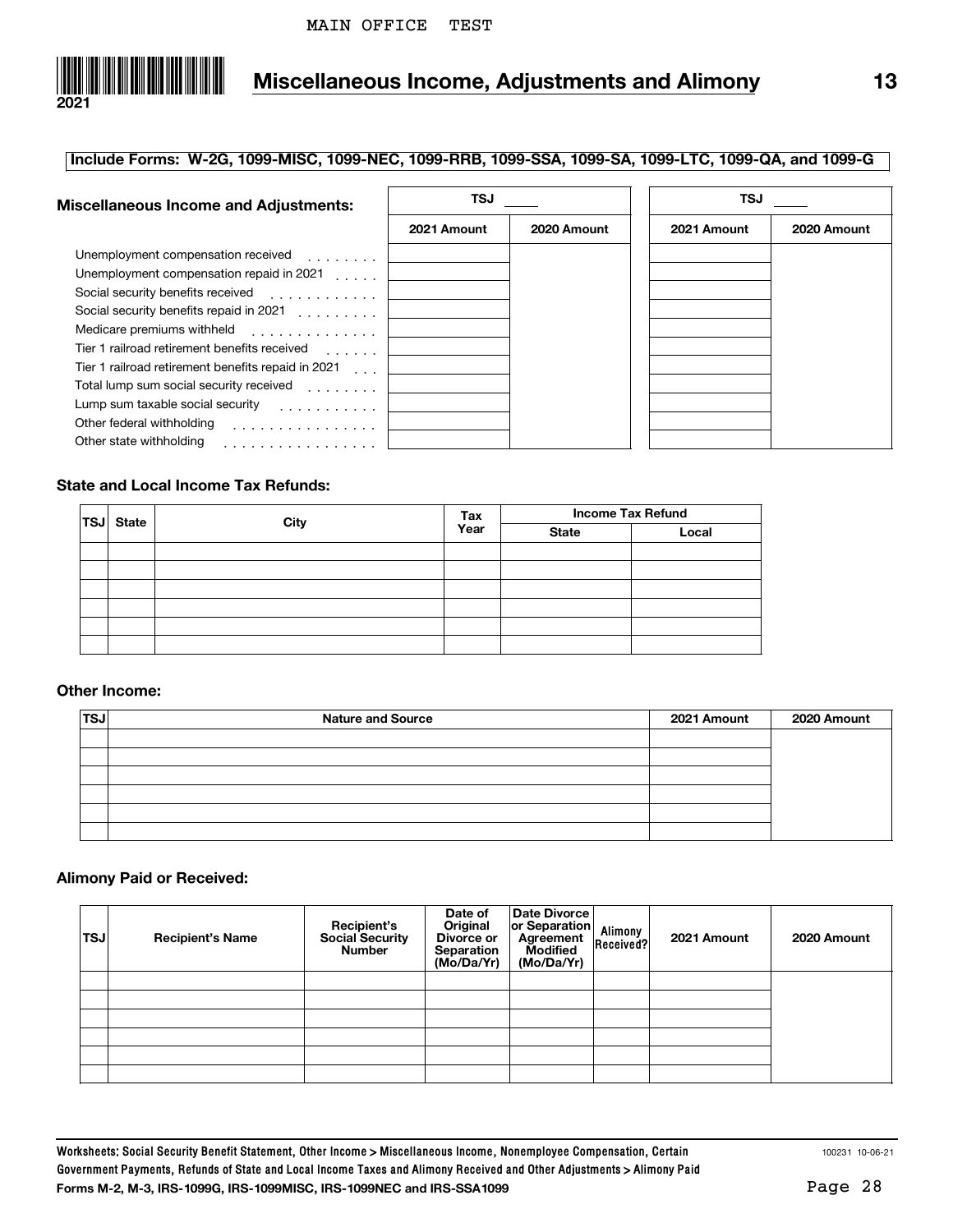MAIN OFFICE TEST

2021

# Miscellaneous Income, Adjustments and Alimony 13

**Include Forms: W-2G, 1099-MISC, 1099-NEC, 1099-RRB, 1099-SSA, 1099-SA, 1099-LTC, 1099-QA, and 1099-G**

### Miscellaneous Income and Adjustments:

| | TSJ ____ | | TSJ ____ | |
|---|---|---|---|---|
| | **2021 Amount** | **2020 Amount** | **2021 Amount** | **2020 Amount** |
| Unemployment compensation received | | | | |
| Unemployment compensation repaid in 2021 | | | | |
| Social security benefits received | | | | |
| Social security benefits repaid in 2021 | | | | |
| Medicare premiums withheld | | | | |
| Tier 1 railroad retirement benefits received | | | | |
| Tier 1 railroad retirement benefits repaid in 2021 | | | | |
| Total lump sum social security received | | | | |
| Lump sum taxable social security | | | | |
| Other federal withholding | | | | |
| Other state withholding | | | | |

### State and Local Income Tax Refunds:

| TSJ | State | City | Tax Year | Income Tax Refund | |
|---|---|---|---|---|---|
| | | | | **State** | **Local** |
| | | | | | |
| | | | | | |
| | | | | | |
| | | | | | |
| | | | | | |
| | | | | | |

### Other Income:

| TSJ | Nature and Source | 2021 Amount | 2020 Amount |
|---|---|---|---|
| | | | |
| | | | |
| | | | |
| | | | |
| | | | |
| | | | |

### Alimony Paid or Received:

| TSJ | Recipient's Name | Recipient's Social Security Number | Date of Original Divorce or Separation (Mo/Da/Yr) | Date Divorce or Separation Agreement Modified (Mo/Da/Yr) | Alimony Received? | 2021 Amount | 2020 Amount |
|---|---|---|---|---|---|---|---|
| | | | | | | | |
| | | | | | | | |
| | | | | | | | |
| | | | | | | | |
| | | | | | | | |
| | | | | | | | |

Worksheets: Social Security Benefit Statement, Other Income > Miscellaneous Income, Nonemployee Compensation, Certain Government Payments, Refunds of State and Local Income Taxes and Alimony Received and Other Adjustments > Alimony Paid

Forms M-2, M-3, IRS-1099G, IRS-1099MISC, IRS-1099NEC and IRS-SSA1099

100231 10-06-21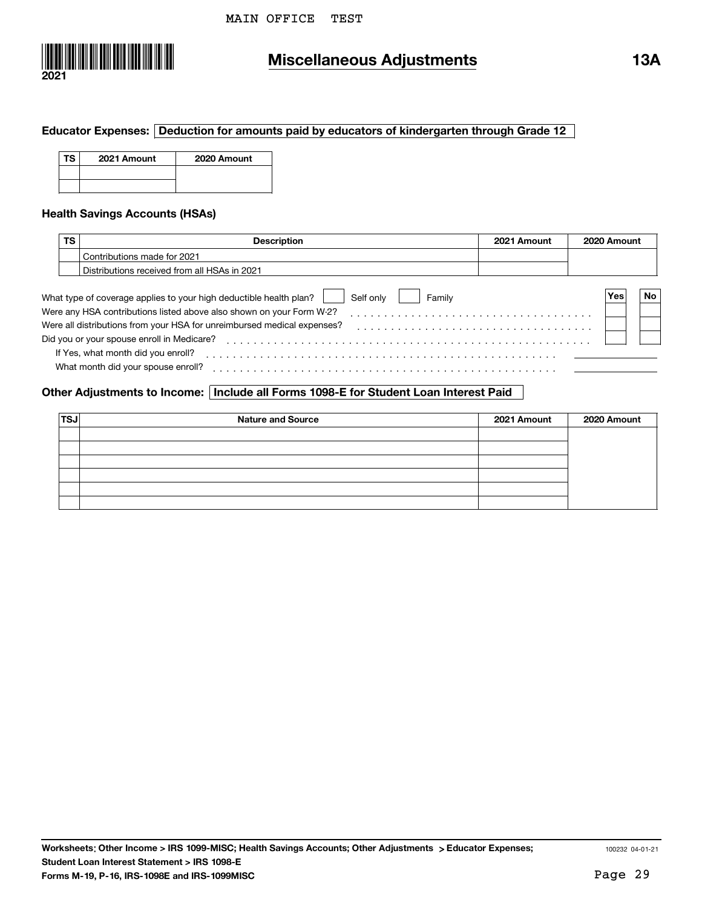MAIN OFFICE TEST

2021

# Miscellaneous Adjustments

**13A**

**Educator Expenses:** **Deduction for amounts paid by educators of kindergarten through Grade 12**

| TS | 2021 Amount | 2020 Amount |
|---|---|---|
| | | |
| | | |

### Health Savings Accounts (HSAs)

| TS | Description | 2021 Amount | 2020 Amount |
|---|---|---|---|
| | Contributions made for 2021 | | |
| | Distributions received from all HSAs in 2021 | | |

What type of coverage applies to your high deductible health plan? ☐ Self only ☐ Family

| | Yes | No |
|---|---|---|
| Were any HSA contributions listed above also shown on your Form W-2? | | |
| Were all distributions from your HSA for unreimbursed medical expenses? | | |
| Did you or your spouse enroll in Medicare? | | |

If Yes, what month did you enroll? ______

What month did your spouse enroll? ______

**Other Adjustments to Income:** **Include all Forms 1098-E for Student Loan Interest Paid**

| TSJ | Nature and Source | 2021 Amount | 2020 Amount |
|---|---|---|---|
| | | | |
| | | | |
| | | | |
| | | | |
| | | | |
| | | | |

**Worksheets: Other Income > IRS 1099-MISC; Health Savings Accounts; Other Adjustments > Educator Expenses;**
**Student Loan Interest Statement > IRS 1098-E**
**Forms M-19, P-16, IRS-1098E and IRS-1099MISC**

100232 04-01-21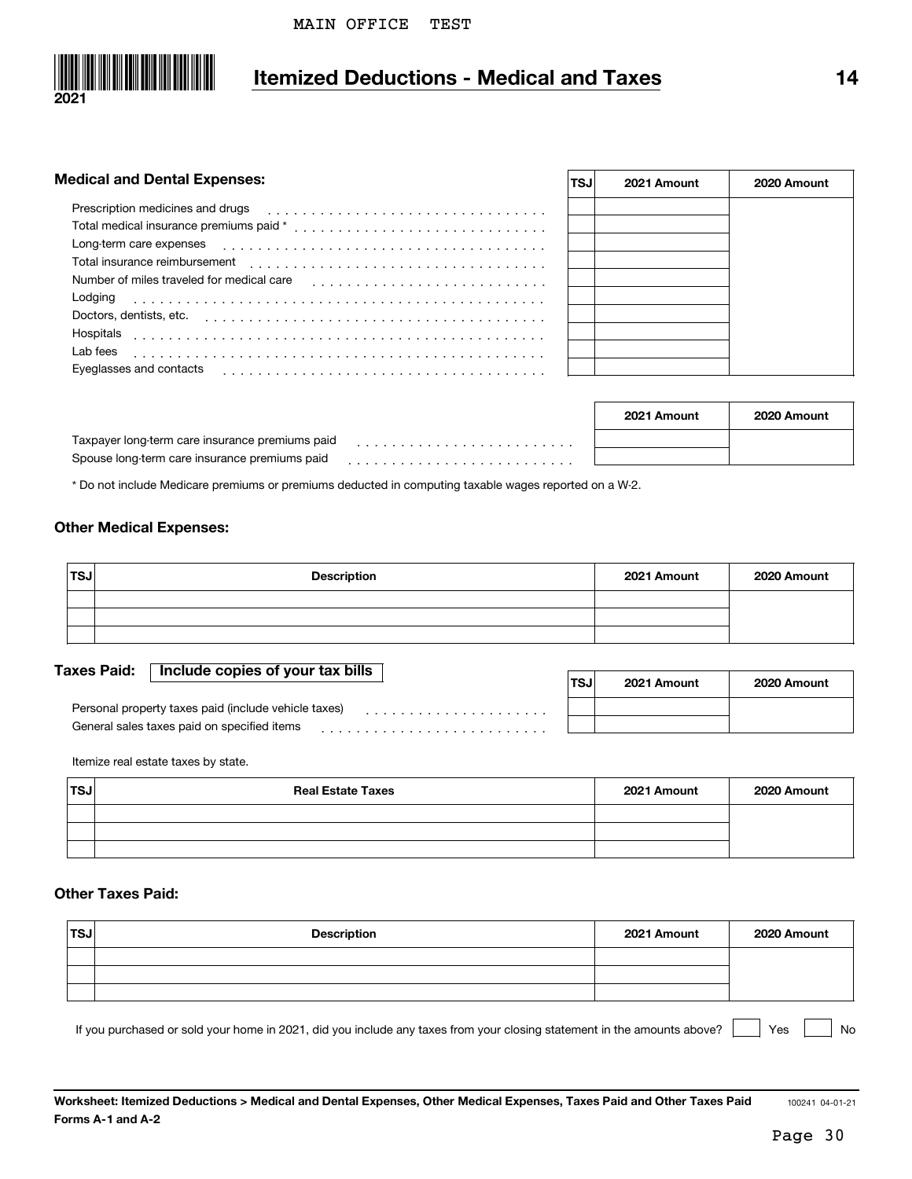MAIN OFFICE TEST

2021

# Itemized Deductions - Medical and Taxes

14

### Medical and Dental Expenses:

| | TSJ | 2021 Amount | 2020 Amount |
|---|---|---|---|
| Prescription medicines and drugs | | | |
| Total medical insurance premiums paid * | | | |
| Long-term care expenses | | | |
| Total insurance reimbursement | | | |
| Number of miles traveled for medical care | | | |
| Lodging | | | |
| Doctors, dentists, etc. | | | |
| Hospitals | | | |
| Lab fees | | | |
| Eyeglasses and contacts | | | |

| | 2021 Amount | 2020 Amount |
|---|---|---|
| Taxpayer long-term care insurance premiums paid | | |
| Spouse long-term care insurance premiums paid | | |

* Do not include Medicare premiums or premiums deducted in computing taxable wages reported on a W-2.

### Other Medical Expenses:

| TSJ | Description | 2021 Amount | 2020 Amount |
|---|---|---|---|
| | | | |
| | | | |
| | | | |

### Taxes Paid: Include copies of your tax bills

| | TSJ | 2021 Amount | 2020 Amount |
|---|---|---|---|
| Personal property taxes paid (include vehicle taxes) | | | |
| General sales taxes paid on specified items | | | |

Itemize real estate taxes by state.

| TSJ | Real Estate Taxes | 2021 Amount | 2020 Amount |
|---|---|---|---|
| | | | |
| | | | |
| | | | |

### Other Taxes Paid:

| TSJ | Description | 2021 Amount | 2020 Amount |
|---|---|---|---|
| | | | |
| | | | |
| | | | |

If you purchased or sold your home in 2021, did you include any taxes from your closing statement in the amounts above? ☐ Yes ☐ No

**Worksheet: Itemized Deductions > Medical and Dental Expenses, Other Medical Expenses, Taxes Paid and Other Taxes Paid**
**Forms A-1 and A-2**

100241 04-01-21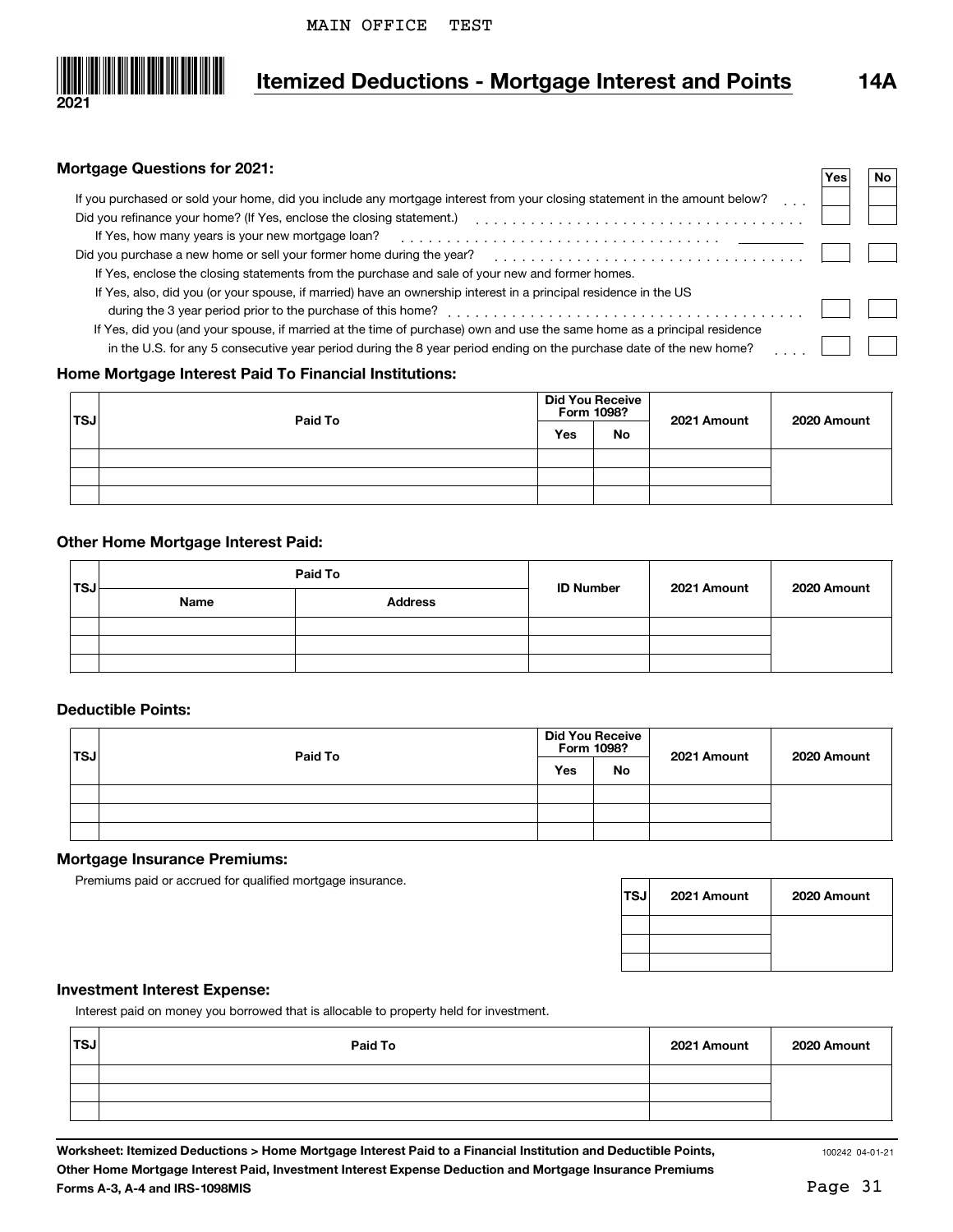MAIN OFFICE TEST

2021

# Itemized Deductions - Mortgage Interest and Points 14A

### Mortgage Questions for 2021:

| | Yes | No |
|---|---|---|
| If you purchased or sold your home, did you include any mortgage interest from your closing statement in the amount below? | | |
| Did you refinance your home? (If Yes, enclose the closing statement.) | | |
| If Yes, how many years is your new mortgage loan? | | |
| Did you purchase a new home or sell your former home during the year? | | |
| If Yes, enclose the closing statements from the purchase and sale of your new and former homes. | | |
| If Yes, also, did you (or your spouse, if married) have an ownership interest in a principal residence in the US during the 3 year period prior to the purchase of this home? | | |
| If Yes, did you (and your spouse, if married at the time of purchase) own and use the same home as a principal residence in the U.S. for any 5 consecutive year period during the 8 year period ending on the purchase date of the new home? | | |

### Home Mortgage Interest Paid To Financial Institutions:

| TSJ | Paid To | Did You Receive Form 1098? | | 2021 Amount | 2020 Amount |
|---|---|---|---|---|---|
| | | Yes | No | | |
| | | | | | |
| | | | | | |
| | | | | | |

### Other Home Mortgage Interest Paid:

| TSJ | Paid To | | ID Number | 2021 Amount | 2020 Amount |
|---|---|---|---|---|---|
| | Name | Address | | | |
| | | | | | |
| | | | | | |
| | | | | | |

### Deductible Points:

| TSJ | Paid To | Did You Receive Form 1098? | | 2021 Amount | 2020 Amount |
|---|---|---|---|---|---|
| | | Yes | No | | |
| | | | | | |
| | | | | | |
| | | | | | |

### Mortgage Insurance Premiums:

Premiums paid or accrued for qualified mortgage insurance.

| TSJ | 2021 Amount | 2020 Amount |
|---|---|---|
| | | |
| | | |
| | | |

### Investment Interest Expense:

Interest paid on money you borrowed that is allocable to property held for investment.

| TSJ | Paid To | 2021 Amount | 2020 Amount |
|---|---|---|---|
| | | | |
| | | | |
| | | | |

**Worksheet: Itemized Deductions > Home Mortgage Interest Paid to a Financial Institution and Deductible Points, Other Home Mortgage Interest Paid, Investment Interest Expense Deduction and Mortgage Insurance Premiums**
**Forms A-3, A-4 and IRS-1098MIS**

100242 04-01-21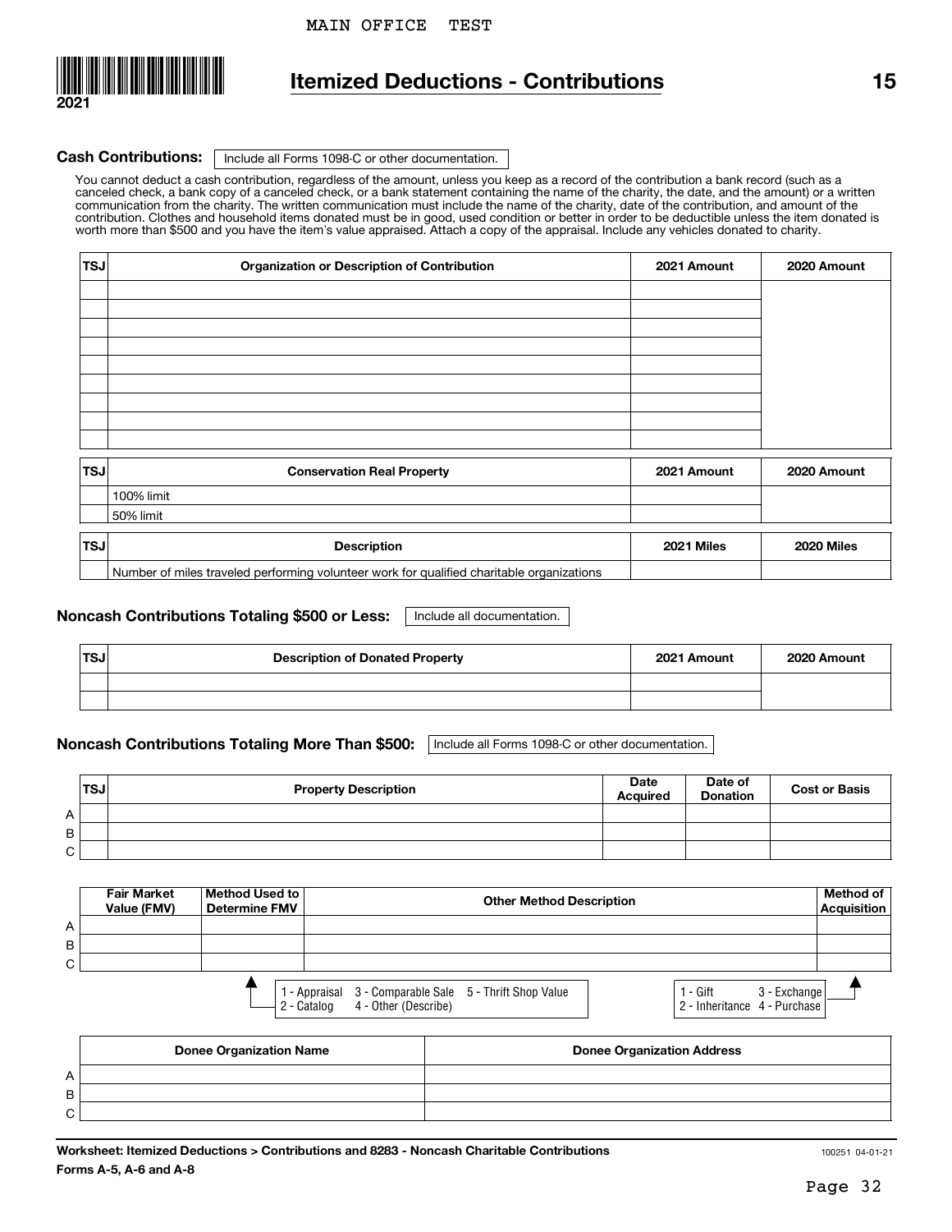MAIN OFFICE TEST

2021

# Itemized Deductions - Contributions

15

**Cash Contributions:** Include all Forms 1098-C or other documentation.

You cannot deduct a cash contribution, regardless of the amount, unless you keep as a record of the contribution a bank record (such as a canceled check, a bank copy of a canceled check, or a bank statement containing the name of the charity, the date, and the amount) or a written communication from the charity. The written communication must include the name of the charity, date of the contribution, and amount of the contribution. Clothes and household items donated must be in good, used condition or better in order to be deductible unless the item donated is worth more than $500 and you have the item's value appraised. Attach a copy of the appraisal. Include any vehicles donated to charity.

| TSJ | Organization or Description of Contribution | 2021 Amount | 2020 Amount |
|---|---|---|---|
| | | | |
| | | | |
| | | | |
| | | | |
| | | | |
| | | | |
| | | | |
| | | | |
| | | | |

| TSJ | Conservation Real Property | 2021 Amount | 2020 Amount |
|---|---|---|---|
| | 100% limit | | |
| | 50% limit | | |

| TSJ | Description | 2021 Miles | 2020 Miles |
|---|---|---|---|
| | Number of miles traveled performing volunteer work for qualified charitable organizations | | |

**Noncash Contributions Totaling $500 or Less:** Include all documentation.

| TSJ | Description of Donated Property | 2021 Amount | 2020 Amount |
|---|---|---|---|
| | | | |
| | | | |

**Noncash Contributions Totaling More Than $500:** Include all Forms 1098-C or other documentation.

| | TSJ | Property Description | Date Acquired | Date of Donation | Cost or Basis |
|---|---|---|---|---|---|
| A | | | | | |
| B | | | | | |
| C | | | | | |

| | Fair Market Value (FMV) | Method Used to Determine FMV | Other Method Description | Method of Acquisition |
|---|---|---|---|---|
| A | | | | |
| B | | | | |
| C | | | | |

Method Used to Determine FMV: 1 - Appraisal 2 - Catalog 3 - Comparable Sale 4 - Other (Describe) 5 - Thrift Shop Value

Method of Acquisition: 1 - Gift 2 - Inheritance 3 - Exchange 4 - Purchase

| | Donee Organization Name | Donee Organization Address |
|---|---|---|
| A | | |
| B | | |
| C | | |

**Worksheet: Itemized Deductions > Contributions and 8283 - Noncash Charitable Contributions**

**Forms A-5, A-6 and A-8**

100251 04-01-21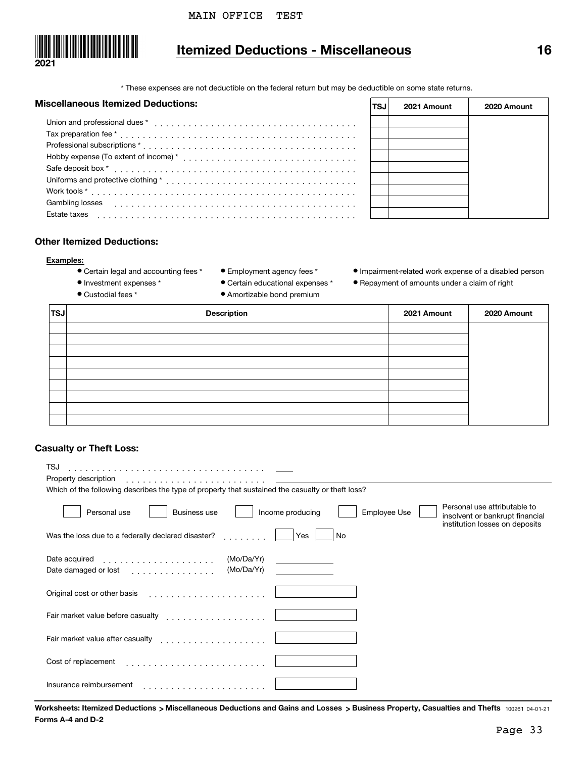MAIN OFFICE TEST

2021

# Itemized Deductions - Miscellaneous

16

\* These expenses are not deductible on the federal return but may be deductible on some state returns.

## Miscellaneous Itemized Deductions:

| | TSJ | 2021 Amount | 2020 Amount |
|---|---|---|---|
| Union and professional dues * | | | |
| Tax preparation fee * | | | |
| Professional subscriptions * | | | |
| Hobby expense (To extent of income) * | | | |
| Safe deposit box * | | | |
| Uniforms and protective clothing * | | | |
| Work tools * | | | |
| Gambling losses | | | |
| Estate taxes | | | |

## Other Itemized Deductions:

**Examples:**

- Certain legal and accounting fees *
- Investment expenses *
- Custodial fees *
- Employment agency fees *
- Certain educational expenses *
- Amortizable bond premium
- Impairment-related work expense of a disabled person
- Repayment of amounts under a claim of right

| TSJ | Description | 2021 Amount | 2020 Amount |
|---|---|---|---|
| | | | |
| | | | |
| | | | |
| | | | |
| | | | |
| | | | |
| | | | |
| | | | |
| | | | |

## Casualty or Theft Loss:

TSJ . . . . . . . . . . . . . . . . . . . . . . . . . . . . . . . . . . ____

Property description . . . . . . . . . . . . . . . . . . . . . . . . ____

Which of the following describes the type of property that sustained the casualty or theft loss?

☐ Personal use ☐ Business use ☐ Income producing ☐ Employee Use ☐ Personal use attributable to insolvent or bankrupt financial institution losses on deposits

Was the loss due to a federally declared disaster? . . . . . . . . ☐ Yes ☐ No

Date acquired . . . . . . . . . . . . . . . . . . . . (Mo/Da/Yr) ____

Date damaged or lost . . . . . . . . . . . . . . . (Mo/Da/Yr) ____

Original cost or other basis . . . . . . . . . . . . . . . . . . . . . ____

Fair market value before casualty . . . . . . . . . . . . . . . . . . ____

Fair market value after casualty . . . . . . . . . . . . . . . . . . . ____

Cost of replacement . . . . . . . . . . . . . . . . . . . . . . . . . ____

Insurance reimbursement . . . . . . . . . . . . . . . . . . . . . . ____

**Worksheets: Itemized Deductions > Miscellaneous Deductions and Gains and Losses > Business Property, Casualties and Thefts** 100261 04-01-21

**Forms A-4 and D-2**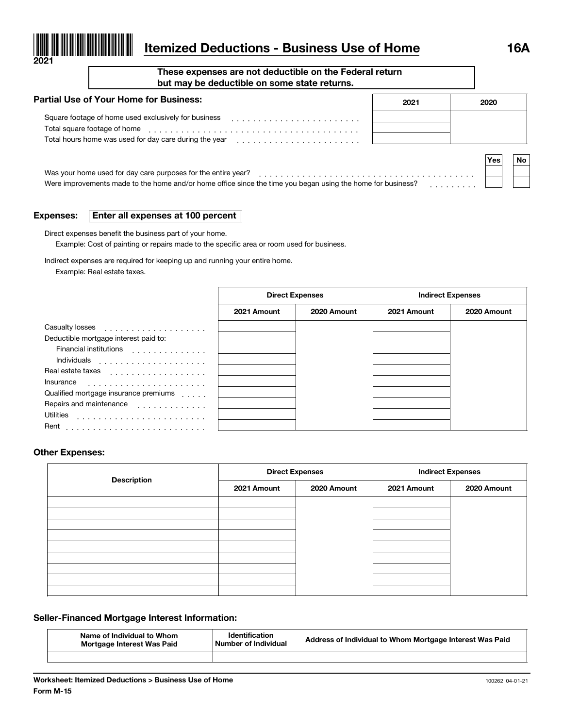2021

# Itemized Deductions - Business Use of Home

**16A**

**These expenses are not deductible on the Federal return but may be deductible on some state returns.**

## Partial Use of Your Home for Business:

| | 2021 | 2020 |
|---|---|---|
| Square footage of home used exclusively for business | | |
| Total square footage of home | | |
| Total hours home was used for day care during the year | | |

| | Yes | No |
|---|---|---|
| Was your home used for day care purposes for the entire year? | | |
| Were improvements made to the home and/or home office since the time you began using the home for business? | | |

## Expenses: **Enter all expenses at 100 percent**

Direct expenses benefit the business part of your home.
Example: Cost of painting or repairs made to the specific area or room used for business.

Indirect expenses are required for keeping up and running your entire home.
Example: Real estate taxes.

| | Direct Expenses | | Indirect Expenses | |
|---|---|---|---|---|
| | 2021 Amount | 2020 Amount | 2021 Amount | 2020 Amount |
| Casualty losses | | | | |
| Deductible mortgage interest paid to: | | | | |
| Financial institutions | | | | |
| Individuals | | | | |
| Real estate taxes | | | | |
| Insurance | | | | |
| Qualified mortgage insurance premiums | | | | |
| Repairs and maintenance | | | | |
| Utilities | | | | |
| Rent | | | | |

## Other Expenses:

| Description | Direct Expenses | | Indirect Expenses | |
|---|---|---|---|---|
| | 2021 Amount | 2020 Amount | 2021 Amount | 2020 Amount |
| | | | | |
| | | | | |
| | | | | |
| | | | | |
| | | | | |
| | | | | |
| | | | | |
| | | | | |
| | | | | |

## Seller-Financed Mortgage Interest Information:

| Name of Individual to Whom Mortgage Interest Was Paid | Identification Number of Individual | Address of Individual to Whom Mortgage Interest Was Paid |
|---|---|---|
| | | |

Worksheet: Itemized Deductions > Business Use of Home

Form M-15

100262 04-01-21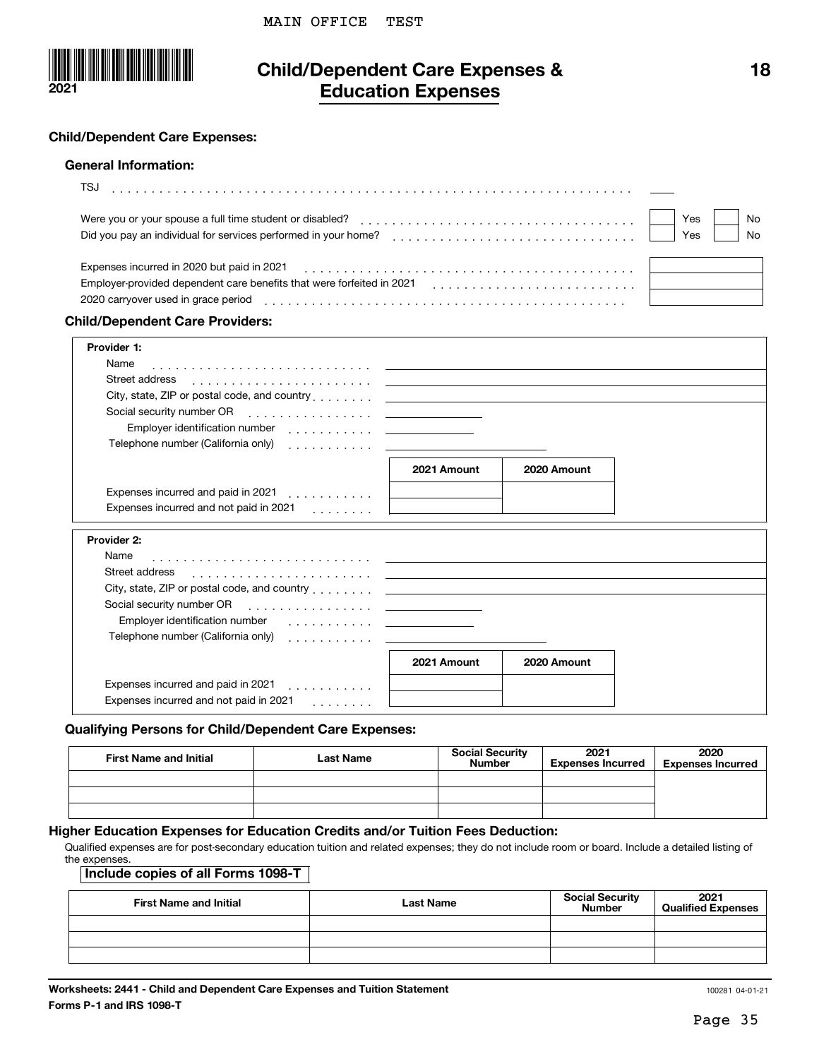MAIN OFFICE TEST

2021

# Child/Dependent Care Expenses & Education Expenses

18

## Child/Dependent Care Expenses:

### General Information:

TSJ . . . . . . . . . . . . . . . . . . . . . . . . . . . . . . . . . . . . . . . . . . . . . . . . . . . . . . . . . . . . . . . . ____

Were you or your spouse a full time student or disabled? . . . . . . . . . . . . . . . . . . . . . . . . . . . . . . . . . . . ☐ Yes ☐ No

Did you pay an individual for services performed in your home? . . . . . . . . . . . . . . . . . . . . . . . . . . . . . . . ☐ Yes ☐ No

| | |
|---|---|
| Expenses incurred in 2020 but paid in 2021 | |
| Employer-provided dependent care benefits that were forfeited in 2021 | |
| 2020 carryover used in grace period | |

### Child/Dependent Care Providers:

**Provider 1:**

Name . . . . . . . . . . . . . . . . . . . . . . . . . . . . ____

Street address . . . . . . . . . . . . . . . . . . . . . . . ____

City, state, ZIP or postal code, and country . . . . . . . . ____

Social security number OR . . . . . . . . . . . . . . . . ____

Employer identification number . . . . . . . . . . . ____

Telephone number (California only) . . . . . . . . . . . ____

| | 2021 Amount | 2020 Amount |
|---|---|---|
| Expenses incurred and paid in 2021 | | |
| Expenses incurred and not paid in 2021 | | |

**Provider 2:**

Name . . . . . . . . . . . . . . . . . . . . . . . . . . . . ____

Street address . . . . . . . . . . . . . . . . . . . . . . . ____

City, state, ZIP or postal code, and country . . . . . . . . ____

Social security number OR . . . . . . . . . . . . . . . . ____

Employer identification number . . . . . . . . . . . ____

Telephone number (California only) . . . . . . . . . . . ____

| | 2021 Amount | 2020 Amount |
|---|---|---|
| Expenses incurred and paid in 2021 | | |
| Expenses incurred and not paid in 2021 | | |

### Qualifying Persons for Child/Dependent Care Expenses:

| First Name and Initial | Last Name | Social Security Number | 2021 Expenses Incurred | 2020 Expenses Incurred |
|---|---|---|---|---|
| | | | | |
| | | | | |
| | | | | |

## Higher Education Expenses for Education Credits and/or Tuition Fees Deduction:

Qualified expenses are for post-secondary education tuition and related expenses; they do not include room or board. Include a detailed listing of the expenses.

**Include copies of all Forms 1098-T**

| First Name and Initial | Last Name | Social Security Number | 2021 Qualified Expenses |
|---|---|---|---|
| | | | |
| | | | |
| | | | |

**Worksheets: 2441 - Child and Dependent Care Expenses and Tuition Statement**
**Forms P-1 and IRS 1098-T**

100281 04-01-21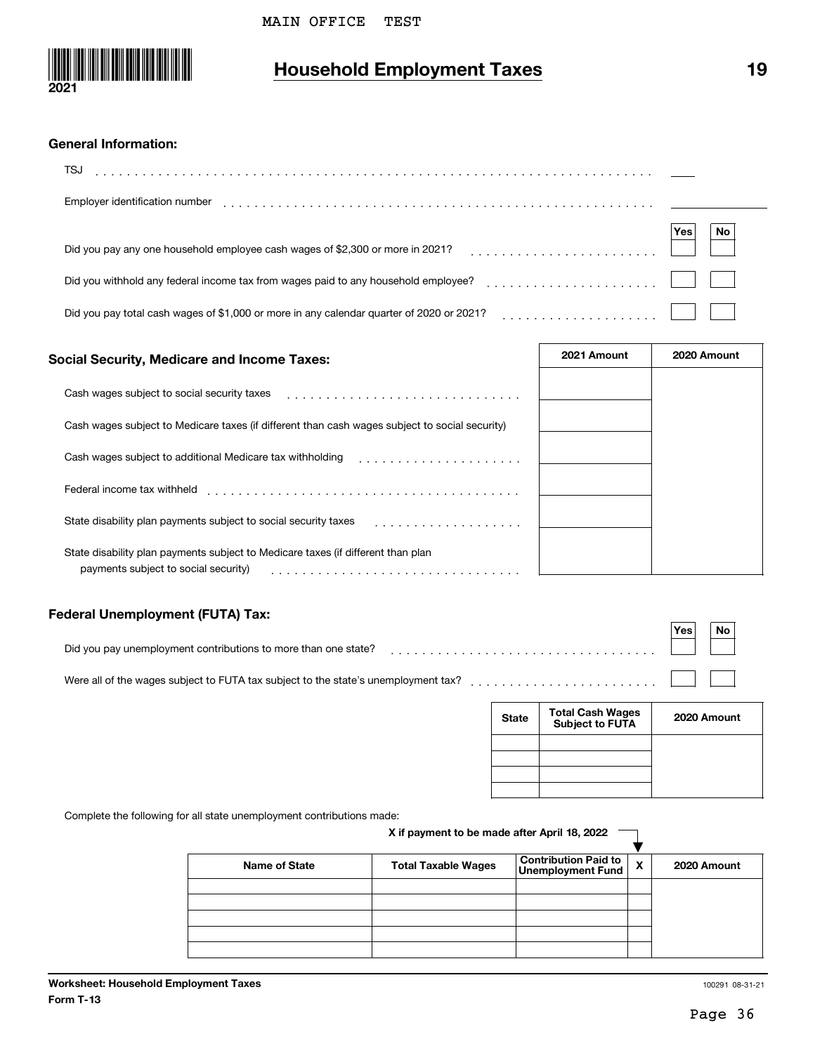MAIN OFFICE TEST

2021

# Household Employment Taxes

19

## General Information:

| | |
|---|---|
| TSJ | |
| Employer identification number | |

| | Yes | No |
|---|---|---|
| Did you pay any one household employee cash wages of $2,300 or more in 2021? | | |
| Did you withhold any federal income tax from wages paid to any household employee? | | |
| Did you pay total cash wages of $1,000 or more in any calendar quarter of 2020 or 2021? | | |

## Social Security, Medicare and Income Taxes:

| | 2021 Amount | 2020 Amount |
|---|---|---|
| Cash wages subject to social security taxes | | |
| Cash wages subject to Medicare taxes (if different than cash wages subject to social security) | | |
| Cash wages subject to additional Medicare tax withholding | | |
| Federal income tax withheld | | |
| State disability plan payments subject to social security taxes | | |
| State disability plan payments subject to Medicare taxes (if different than plan payments subject to social security) | | |

## Federal Unemployment (FUTA) Tax:

| | Yes | No |
|---|---|---|
| Did you pay unemployment contributions to more than one state? | | |
| Were all of the wages subject to FUTA tax subject to the state's unemployment tax? | | |

| State | Total Cash Wages Subject to FUTA | 2020 Amount |
|---|---|---|
| | | |
| | | |
| | | |
| | | |

Complete the following for all state unemployment contributions made:

**X if payment to be made after April 18, 2022**

| Name of State | Total Taxable Wages | Contribution Paid to Unemployment Fund | X | 2020 Amount |
|---|---|---|---|---|
| | | | | |
| | | | | |
| | | | | |
| | | | | |
| | | | | |

**Worksheet: Household Employment Taxes**
**Form T-13**

100291 08-31-21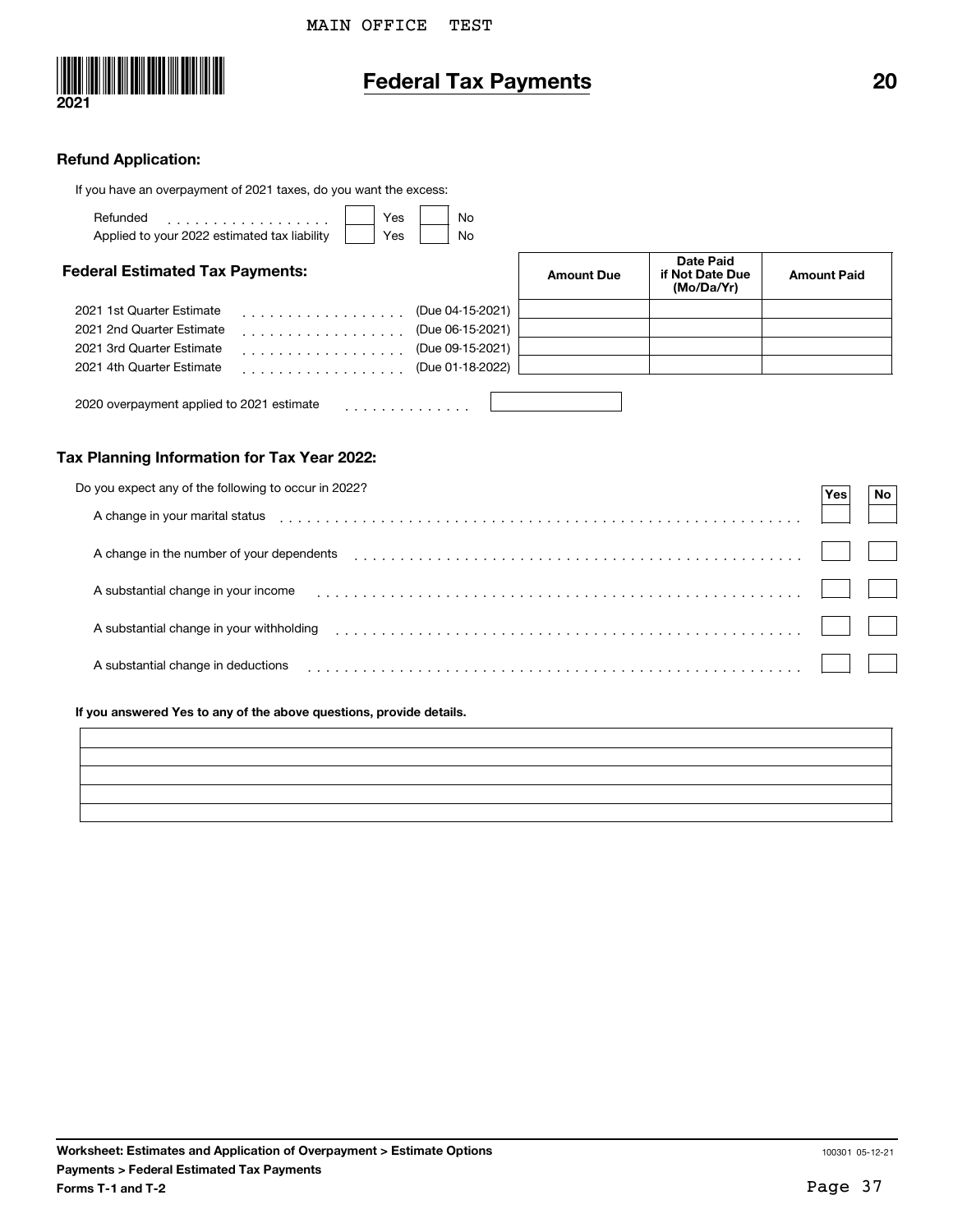MAIN OFFICE TEST

2021

# Federal Tax Payments

20

## Refund Application:

If you have an overpayment of 2021 taxes, do you want the excess:

| | Yes | No |
|---|---|---|
| Refunded | | |
| Applied to your 2022 estimated tax liability | | |

## Federal Estimated Tax Payments:

| | | Amount Due | Date Paid if Not Date Due (Mo/Da/Yr) | Amount Paid |
|---|---|---|---|---|
| 2021 1st Quarter Estimate | (Due 04-15-2021) | | | |
| 2021 2nd Quarter Estimate | (Due 06-15-2021) | | | |
| 2021 3rd Quarter Estimate | (Due 09-15-2021) | | | |
| 2021 4th Quarter Estimate | (Due 01-18-2022) | | | |

2020 overpayment applied to 2021 estimate

## Tax Planning Information for Tax Year 2022:

| Do you expect any of the following to occur in 2022? | Yes | No |
|---|---|---|
| A change in your marital status | | |
| A change in the number of your dependents | | |
| A substantial change in your income | | |
| A substantial change in your withholding | | |
| A substantial change in deductions | | |

**If you answered Yes to any of the above questions, provide details.**

**Worksheet: Estimates and Application of Overpayment > Estimate Options**
**Payments > Federal Estimated Tax Payments**
**Forms T-1 and T-2**

100301 05-12-21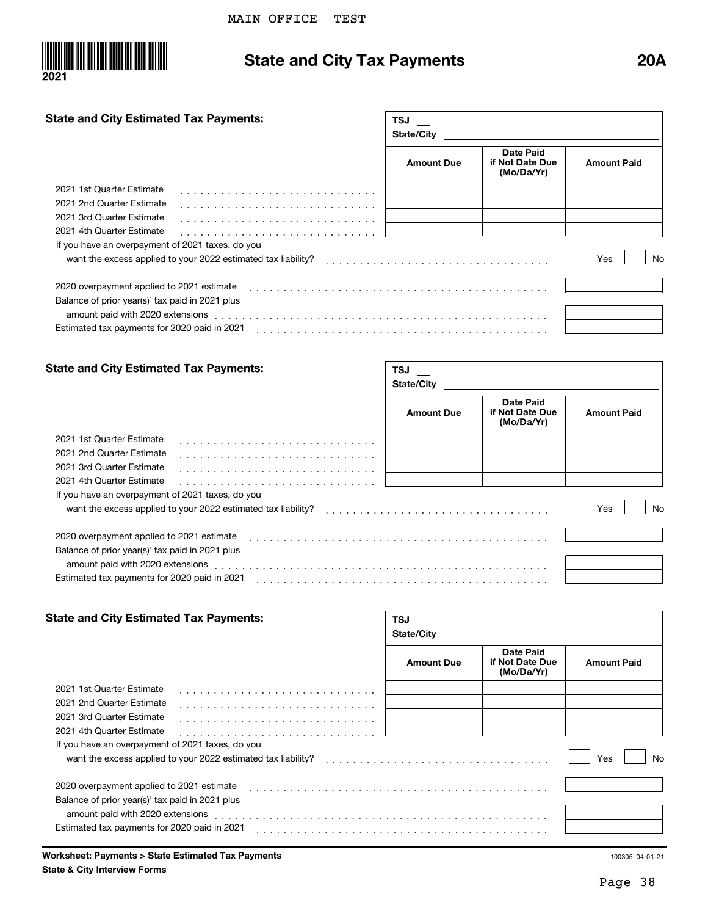MAIN OFFICE TEST

2021

# State and City Tax Payments

**20A**

### State and City Estimated Tax Payments:

TSJ ___
State/City ___

| | Amount Due | Date Paid if Not Date Due (Mo/Da/Yr) | Amount Paid |
|---|---|---|---|
| 2021 1st Quarter Estimate | | | |
| 2021 2nd Quarter Estimate | | | |
| 2021 3rd Quarter Estimate | | | |
| 2021 4th Quarter Estimate | | | |

If you have an overpayment of 2021 taxes, do you want the excess applied to your 2022 estimated tax liability? ☐ Yes ☐ No

| | |
|---|---|
| 2020 overpayment applied to 2021 estimate | |
| Balance of prior year(s)' tax paid in 2021 plus amount paid with 2020 extensions | |
| Estimated tax payments for 2020 paid in 2021 | |

### State and City Estimated Tax Payments:

TSJ ___
State/City ___

| | Amount Due | Date Paid if Not Date Due (Mo/Da/Yr) | Amount Paid |
|---|---|---|---|
| 2021 1st Quarter Estimate | | | |
| 2021 2nd Quarter Estimate | | | |
| 2021 3rd Quarter Estimate | | | |
| 2021 4th Quarter Estimate | | | |

If you have an overpayment of 2021 taxes, do you want the excess applied to your 2022 estimated tax liability? ☐ Yes ☐ No

| | |
|---|---|
| 2020 overpayment applied to 2021 estimate | |
| Balance of prior year(s)' tax paid in 2021 plus amount paid with 2020 extensions | |
| Estimated tax payments for 2020 paid in 2021 | |

### State and City Estimated Tax Payments:

TSJ ___
State/City ___

| | Amount Due | Date Paid if Not Date Due (Mo/Da/Yr) | Amount Paid |
|---|---|---|---|
| 2021 1st Quarter Estimate | | | |
| 2021 2nd Quarter Estimate | | | |
| 2021 3rd Quarter Estimate | | | |
| 2021 4th Quarter Estimate | | | |

If you have an overpayment of 2021 taxes, do you want the excess applied to your 2022 estimated tax liability? ☐ Yes ☐ No

| | |
|---|---|
| 2020 overpayment applied to 2021 estimate | |
| Balance of prior year(s)' tax paid in 2021 plus amount paid with 2020 extensions | |
| Estimated tax payments for 2020 paid in 2021 | |

**Worksheet: Payments > State Estimated Tax Payments**
**State & City Interview Forms**

100305 04-01-21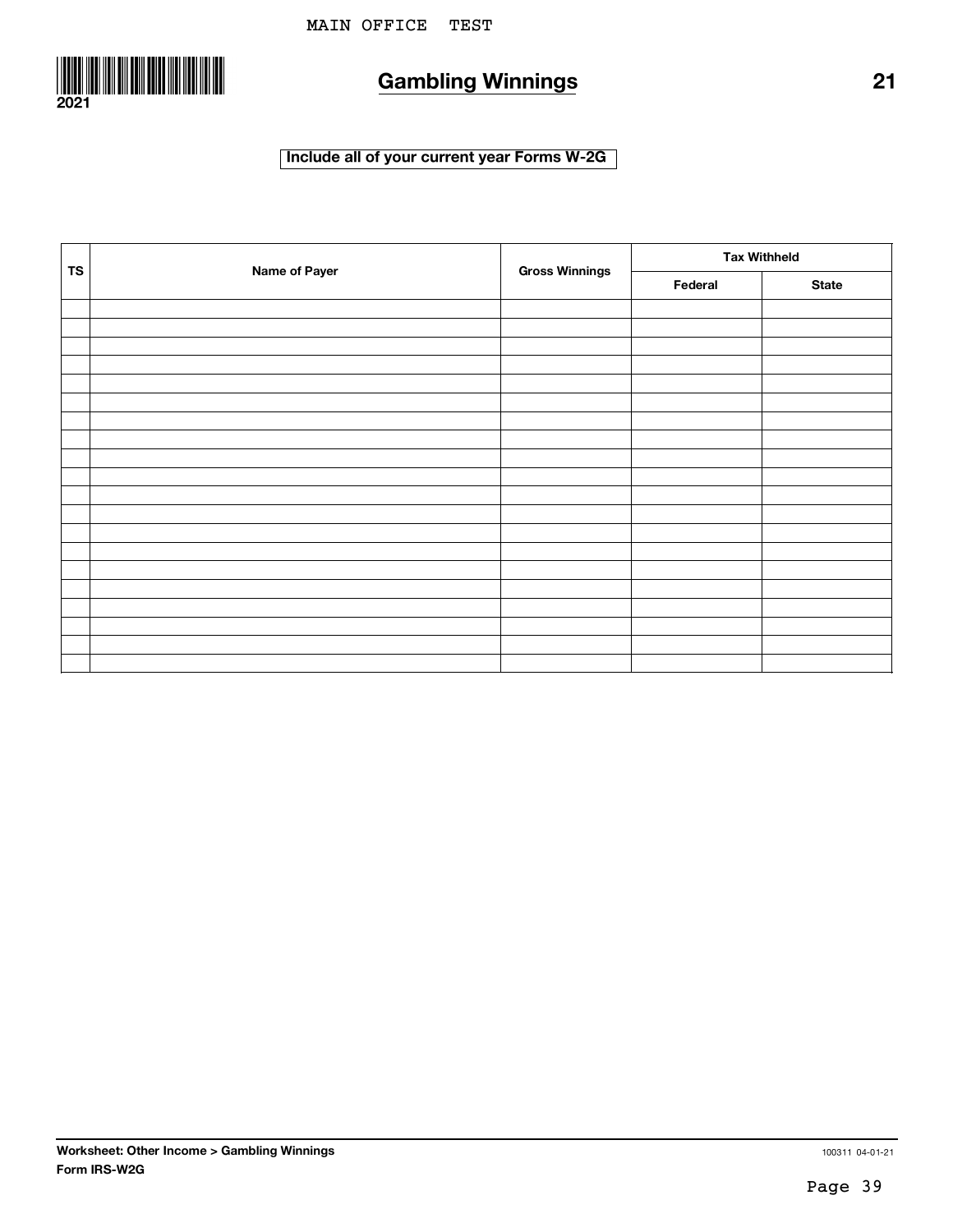MAIN OFFICE TEST

2021

# Gambling Winnings

21

**Include all of your current year Forms W-2G**

| TS | Name of Payer | Gross Winnings | Tax Withheld | |
|---|---|---|---|---|
| | | | Federal | State |
| | | | | |
| | | | | |
| | | | | |
| | | | | |
| | | | | |
| | | | | |
| | | | | |
| | | | | |
| | | | | |
| | | | | |
| | | | | |
| | | | | |
| | | | | |
| | | | | |
| | | | | |
| | | | | |
| | | | | |
| | | | | |
| | | | | |
| | | | | |

**Worksheet: Other Income > Gambling Winnings**
**Form IRS-W2G**

100311 04-01-21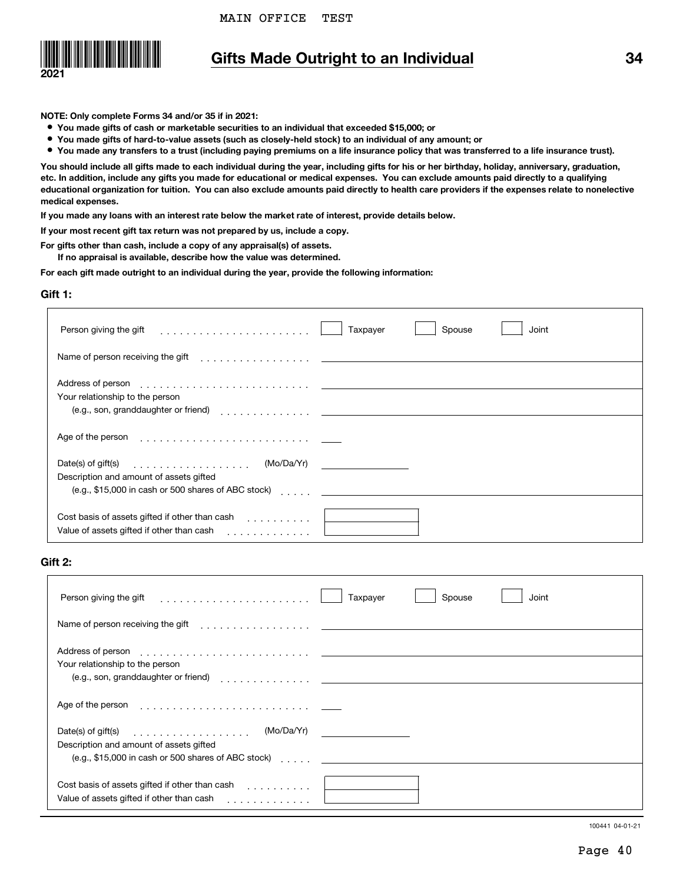MAIN OFFICE TEST

2021

# Gifts Made Outright to an Individual

34

**NOTE: Only complete Forms 34 and/or 35 if in 2021:**

- **You made gifts of cash or marketable securities to an individual that exceeded $15,000; or**
- **You made gifts of hard-to-value assets (such as closely-held stock) to an individual of any amount; or**
- **You made any transfers to a trust (including paying premiums on a life insurance policy that was transferred to a life insurance trust).**

**You should include all gifts made to each individual during the year, including gifts for his or her birthday, holiday, anniversary, graduation, etc. In addition, include any gifts you made for educational or medical expenses. You can exclude amounts paid directly to a qualifying educational organization for tuition. You can also exclude amounts paid directly to health care providers if the expenses relate to nonelective medical expenses.**

**If you made any loans with an interest rate below the market rate of interest, provide details below.**

**If your most recent gift tax return was not prepared by us, include a copy.**

**For gifts other than cash, include a copy of any appraisal(s) of assets.**
**If no appraisal is available, describe how the value was determined.**

**For each gift made outright to an individual during the year, provide the following information:**

### Gift 1:

| | |
|---|---|
| Person giving the gift | ☐ Taxpayer ☐ Spouse ☐ Joint |
| Name of person receiving the gift | |
| Address of person | |
| Your relationship to the person (e.g., son, granddaughter or friend) | |
| Age of the person | |
| Date(s) of gift(s) (Mo/Da/Yr) | |
| Description and amount of assets gifted (e.g., $15,000 in cash or 500 shares of ABC stock) | |
| Cost basis of assets gifted if other than cash | |
| Value of assets gifted if other than cash | |

### Gift 2:

| | |
|---|---|
| Person giving the gift | ☐ Taxpayer ☐ Spouse ☐ Joint |
| Name of person receiving the gift | |
| Address of person | |
| Your relationship to the person (e.g., son, granddaughter or friend) | |
| Age of the person | |
| Date(s) of gift(s) (Mo/Da/Yr) | |
| Description and amount of assets gifted (e.g., $15,000 in cash or 500 shares of ABC stock) | |
| Cost basis of assets gifted if other than cash | |
| Value of assets gifted if other than cash | |

100441 04-01-21